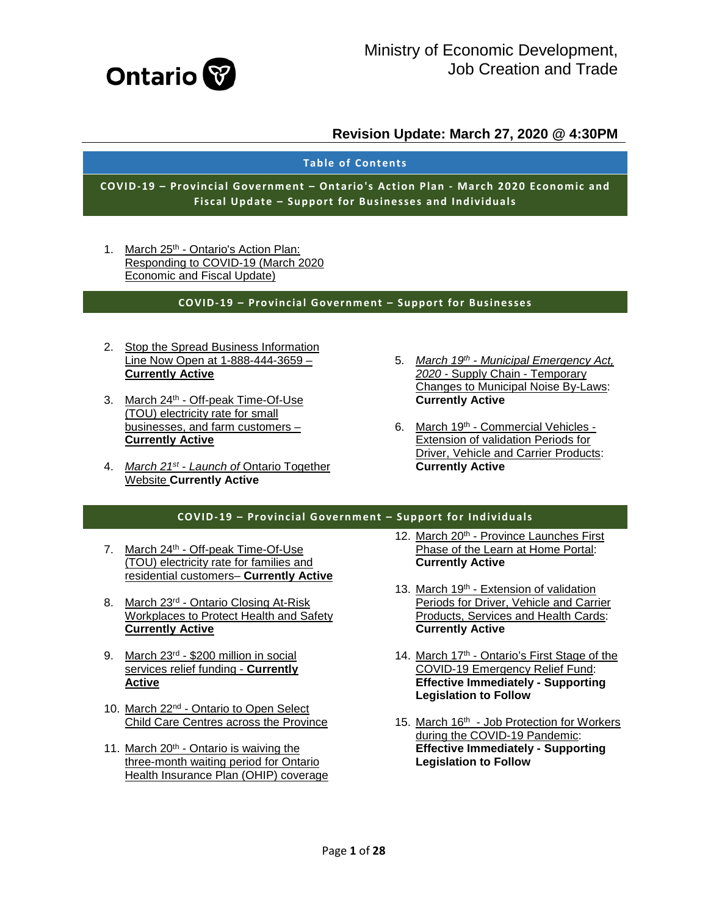Ontario

Ministry of Economic Development, Job Creation and Trade

## Revision Update: March 27, 2020 @ 4:30PM

## Table of Contents

### COVID-19 – Provincial Government – Ontario's Action Plan - March 2020 Economic and Fiscal Update – Support for Businesses and Individuals

1. March 25th - Ontario's Action Plan: Responding to COVID-19 (March 2020 Economic and Fiscal Update)

### COVID-19 – Provincial Government – Support for Businesses

2. Stop the Spread Business Information Line Now Open at 1-888-444-3659 – **Currently Active**
3. March 24th - Off-peak Time-Of-Use (TOU) electricity rate for small businesses, and farm customers – **Currently Active**
4. *March 21st - Launch of* Ontario Together Website **Currently Active**
5. *March 19th - Municipal Emergency Act, 2020* - Supply Chain - Temporary Changes to Municipal Noise By-Laws: **Currently Active**
6. March 19th - Commercial Vehicles - Extension of validation Periods for Driver, Vehicle and Carrier Products: **Currently Active**

### COVID-19 – Provincial Government – Support for Individuals

7. March 24th - Off-peak Time-Of-Use (TOU) electricity rate for families and residential customers– **Currently Active**
8. March 23rd - Ontario Closing At-Risk Workplaces to Protect Health and Safety **Currently Active**
9. March 23rd - $200 million in social services relief funding - **Currently Active**
10. March 22nd - Ontario to Open Select Child Care Centres across the Province
11. March 20th - Ontario is waiving the three-month waiting period for Ontario Health Insurance Plan (OHIP) coverage
12. March 20th - Province Launches First Phase of the Learn at Home Portal: **Currently Active**
13. March 19th - Extension of validation Periods for Driver, Vehicle and Carrier Products, Services and Health Cards: **Currently Active**
14. March 17th - Ontario's First Stage of the COVID-19 Emergency Relief Fund: **Effective Immediately - Supporting Legislation to Follow**
15. March 16th - Job Protection for Workers during the COVID-19 Pandemic: **Effective Immediately - Supporting Legislation to Follow**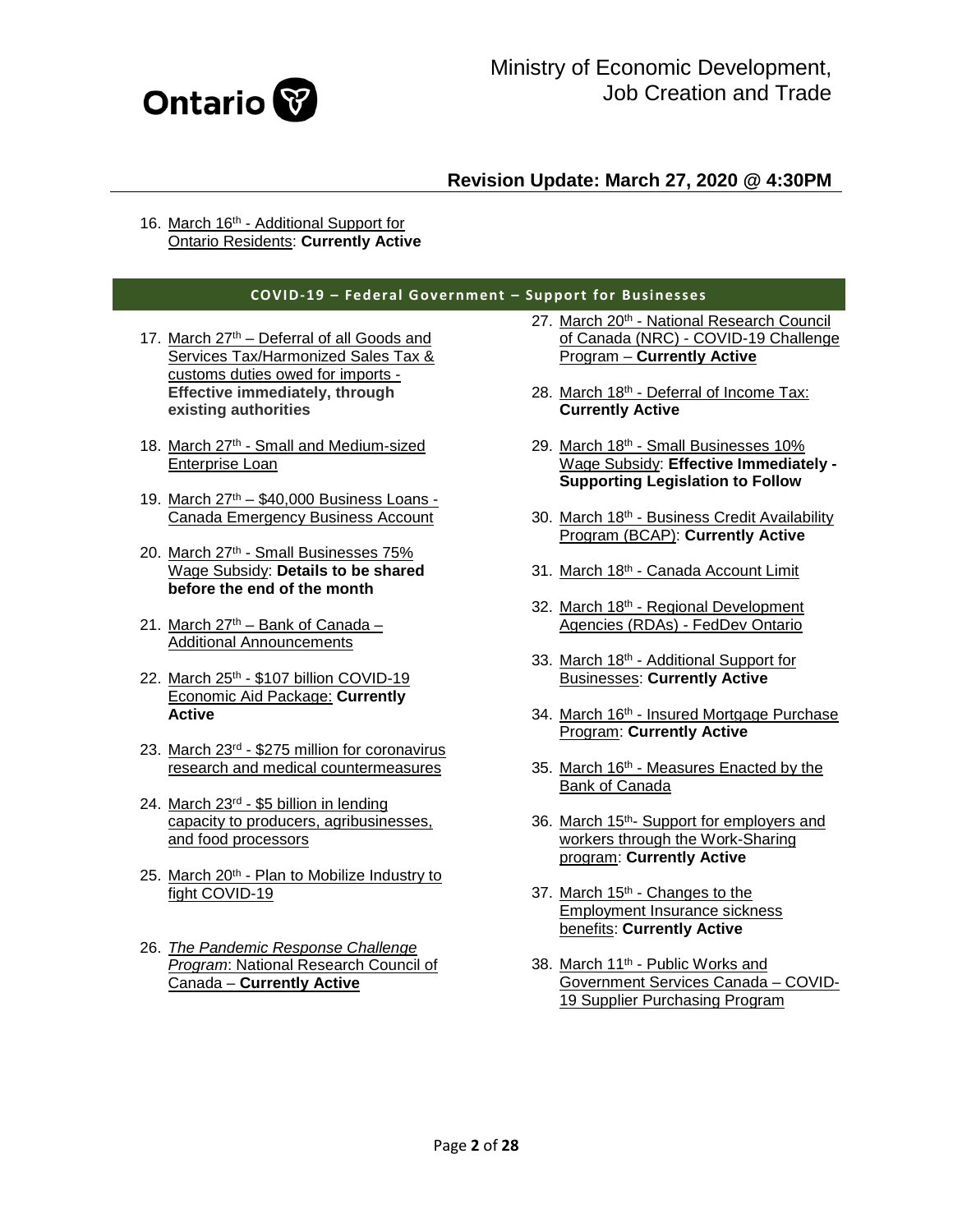**Revision Update: March 27, 2020 @ 4:30PM**

16. March 16th - Additional Support for Ontario Residents: **Currently Active**

## COVID-19 – Federal Government – Support for Businesses

17. March 27th – Deferral of all Goods and Services Tax/Harmonized Sales Tax & customs duties owed for imports - **Effective immediately, through existing authorities**

18. March 27th - Small and Medium-sized Enterprise Loan

19. March 27th – $40,000 Business Loans - Canada Emergency Business Account

20. March 27th - Small Businesses 75% Wage Subsidy: **Details to be shared before the end of the month**

21. March 27th – Bank of Canada – Additional Announcements

22. March 25th - $107 billion COVID-19 Economic Aid Package: **Currently Active**

23. March 23rd - $275 million for coronavirus research and medical countermeasures

24. March 23rd - $5 billion in lending capacity to producers, agribusinesses, and food processors

25. March 20th - Plan to Mobilize Industry to fight COVID-19

26. *The Pandemic Response Challenge Program*: National Research Council of Canada – **Currently Active**

27. March 20th - National Research Council of Canada (NRC) - COVID-19 Challenge Program – **Currently Active**

28. March 18th - Deferral of Income Tax: **Currently Active**

29. March 18th - Small Businesses 10% Wage Subsidy: **Effective Immediately - Supporting Legislation to Follow**

30. March 18th - Business Credit Availability Program (BCAP): **Currently Active**

31. March 18th - Canada Account Limit

32. March 18th - Regional Development Agencies (RDAs) - FedDev Ontario

33. March 18th - Additional Support for Businesses: **Currently Active**

34. March 16th - Insured Mortgage Purchase Program: **Currently Active**

35. March 16th - Measures Enacted by the Bank of Canada

36. March 15th- Support for employers and workers through the Work-Sharing program: **Currently Active**

37. March 15th - Changes to the Employment Insurance sickness benefits: **Currently Active**

38. March 11th - Public Works and Government Services Canada – COVID-19 Supplier Purchasing Program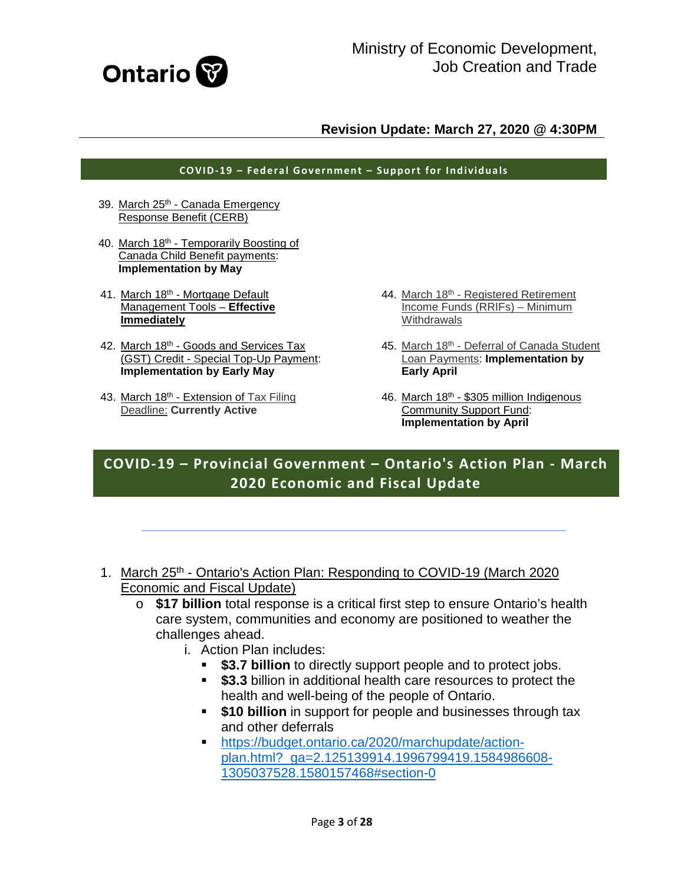Ministry of Economic Development, Job Creation and Trade

**Revision Update: March 27, 2020 @ 4:30PM**

## COVID-19 – Federal Government – Support for Individuals

39. March 25th - Canada Emergency Response Benefit (CERB)
40. March 18th - Temporarily Boosting of Canada Child Benefit payments: **Implementation by May**
41. March 18th - Mortgage Default Management Tools – **Effective Immediately**
42. March 18th - Goods and Services Tax (GST) Credit - Special Top-Up Payment: **Implementation by Early May**
43. March 18th - Extension of Tax Filing Deadline: **Currently Active**
44. March 18th - Registered Retirement Income Funds (RRIFs) – Minimum Withdrawals
45. March 18th - Deferral of Canada Student Loan Payments: **Implementation by Early April**
46. March 18th - $305 million Indigenous Community Support Fund: **Implementation by April**

## COVID-19 – Provincial Government – Ontario's Action Plan - March 2020 Economic and Fiscal Update

1. March 25th - Ontario's Action Plan: Responding to COVID-19 (March 2020 Economic and Fiscal Update)
   - **$17 billion** total response is a critical first step to ensure Ontario's health care system, communities and economy are positioned to weather the challenges ahead.
     i. Action Plan includes:
        - **$3.7 billion** to directly support people and to protect jobs.
        - **$3.3** billion in additional health care resources to protect the health and well-being of the people of Ontario.
        - **$10 billion** in support for people and businesses through tax and other deferrals
        - https://budget.ontario.ca/2020/marchupdate/action-plan.html?_ga=2.125139914.1996799419.1584986608-1305037528.1580157468#section-0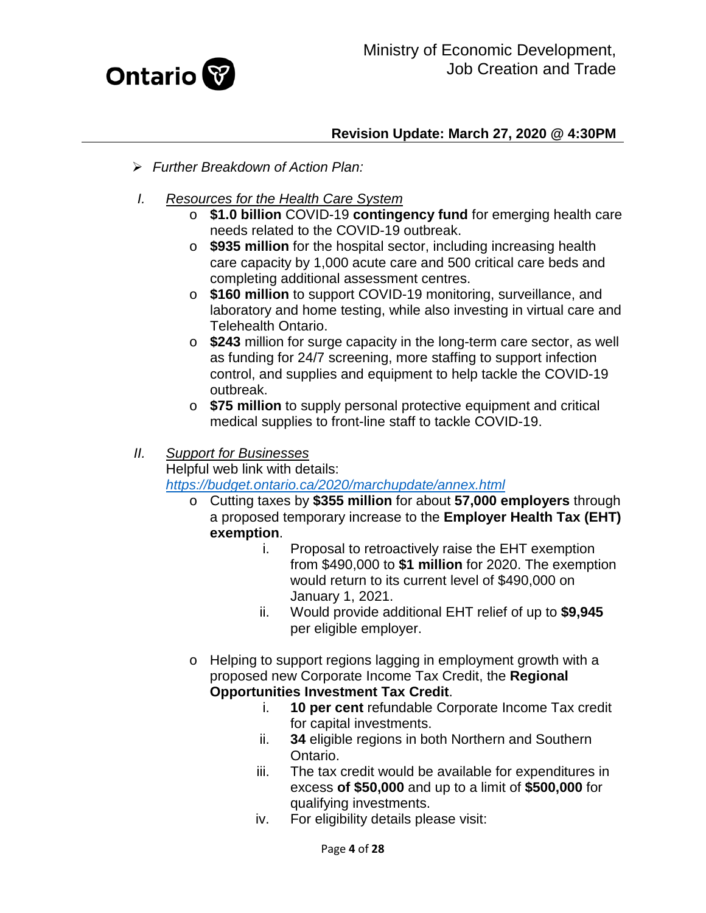**Revision Update: March 27, 2020 @ 4:30PM**

- *Further Breakdown of Action Plan:*

I. <u>*Resources for the Health Care System*</u>

- **$1.0 billion** COVID-19 **contingency fund** for emerging health care needs related to the COVID-19 outbreak.
- **$935 million** for the hospital sector, including increasing health care capacity by 1,000 acute care and 500 critical care beds and completing additional assessment centres.
- **$160 million** to support COVID-19 monitoring, surveillance, and laboratory and home testing, while also investing in virtual care and Telehealth Ontario.
- **$243** million for surge capacity in the long-term care sector, as well as funding for 24/7 screening, more staffing to support infection control, and supplies and equipment to help tackle the COVID-19 outbreak.
- **$75 million** to supply personal protective equipment and critical medical supplies to front-line staff to tackle COVID-19.

II. <u>*Support for Businesses*</u>

Helpful web link with details:
*https://budget.ontario.ca/2020/marchupdate/annex.html*

- Cutting taxes by **$355 million** for about **57,000 employers** through a proposed temporary increase to the **Employer Health Tax (EHT) exemption**.
  i. Proposal to retroactively raise the EHT exemption from $490,000 to **$1 million** for 2020. The exemption would return to its current level of $490,000 on January 1, 2021.
  ii. Would provide additional EHT relief of up to **$9,945** per eligible employer.

- Helping to support regions lagging in employment growth with a proposed new Corporate Income Tax Credit, the **Regional Opportunities Investment Tax Credit**.
  i. **10 per cent** refundable Corporate Income Tax credit for capital investments.
  ii. **34** eligible regions in both Northern and Southern Ontario.
  iii. The tax credit would be available for expenditures in excess **of $50,000** and up to a limit of **$500,000** for qualifying investments.
  iv. For eligibility details please visit: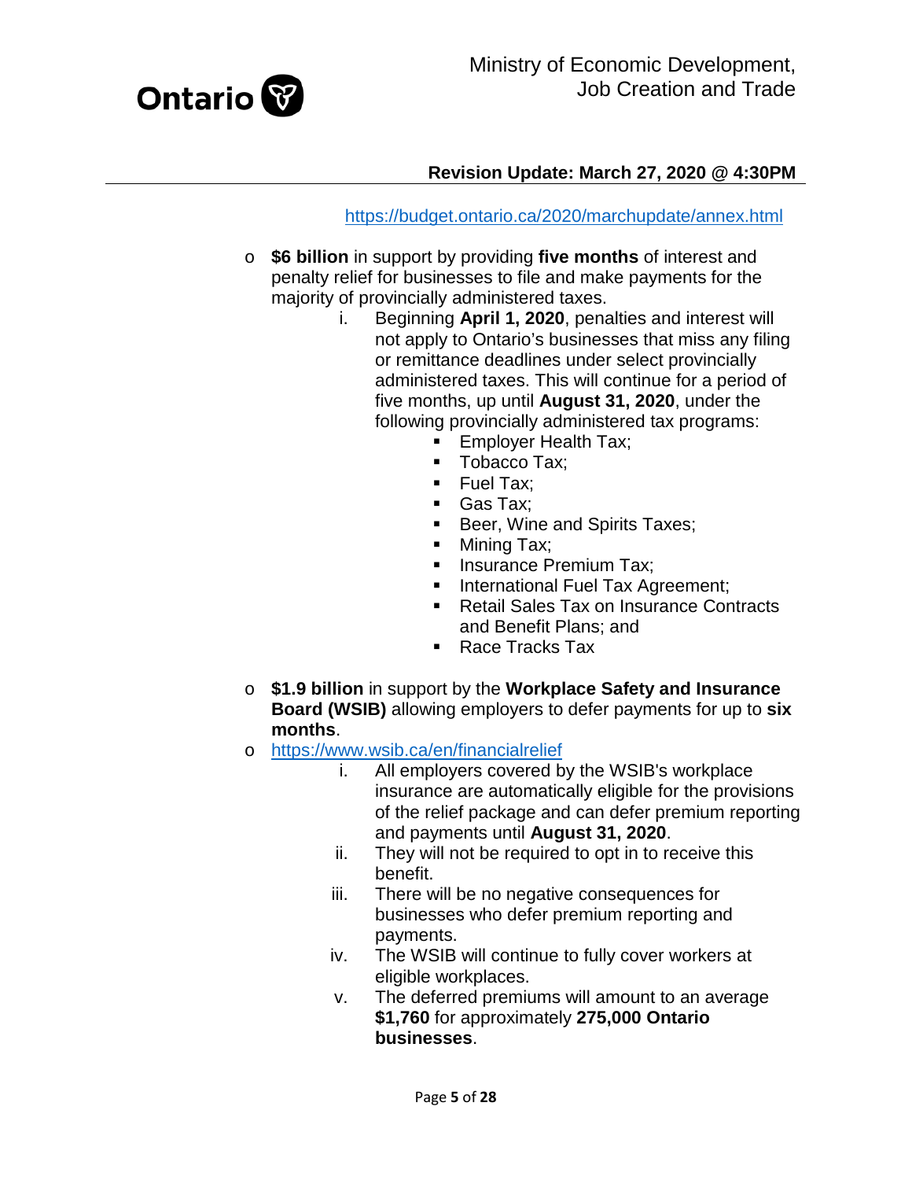https://budget.ontario.ca/2020/marchupdate/annex.html

- **$6 billion** in support by providing **five months** of interest and penalty relief for businesses to file and make payments for the majority of provincially administered taxes.
    1. Beginning **April 1, 2020**, penalties and interest will not apply to Ontario's businesses that miss any filing or remittance deadlines under select provincially administered taxes. This will continue for a period of five months, up until **August 31, 2020**, under the following provincially administered tax programs:
        - Employer Health Tax;
        - Tobacco Tax;
        - Fuel Tax;
        - Gas Tax;
        - Beer, Wine and Spirits Taxes;
        - Mining Tax;
        - Insurance Premium Tax;
        - International Fuel Tax Agreement;
        - Retail Sales Tax on Insurance Contracts and Benefit Plans; and
        - Race Tracks Tax

- **$1.9 billion** in support by the **Workplace Safety and Insurance Board (WSIB)** allowing employers to defer payments for up to **six months**.
- https://www.wsib.ca/en/financialrelief
    1. All employers covered by the WSIB's workplace insurance are automatically eligible for the provisions of the relief package and can defer premium reporting and payments until **August 31, 2020**.
    2. They will not be required to opt in to receive this benefit.
    3. There will be no negative consequences for businesses who defer premium reporting and payments.
    4. The WSIB will continue to fully cover workers at eligible workplaces.
    5. The deferred premiums will amount to an average **$1,760** for approximately **275,000 Ontario businesses**.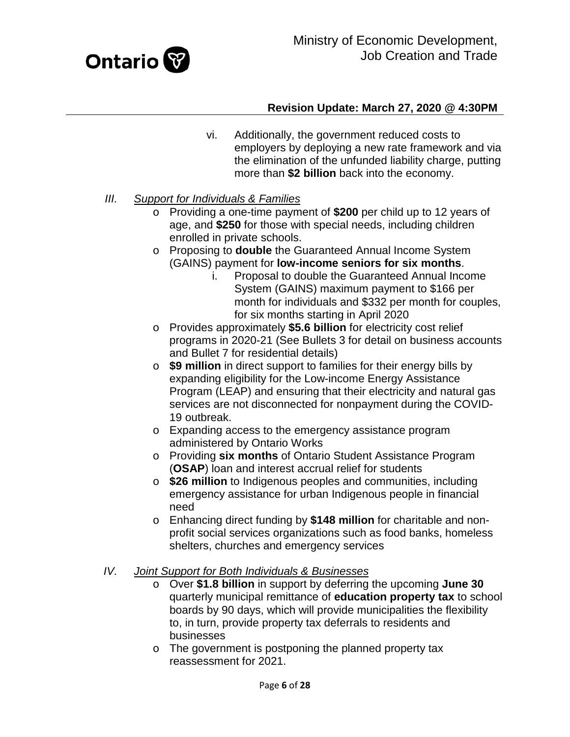vi. Additionally, the government reduced costs to employers by deploying a new rate framework and via the elimination of the unfunded liability charge, putting more than **$2 billion** back into the economy.

III. *Support for Individuals & Families*

- Providing a one-time payment of **$200** per child up to 12 years of age, and **$250** for those with special needs, including children enrolled in private schools.
- Proposing to **double** the Guaranteed Annual Income System (GAINS) payment for **low-income seniors for six months**.
    i. Proposal to double the Guaranteed Annual Income System (GAINS) maximum payment to $166 per month for individuals and $332 per month for couples, for six months starting in April 2020
- Provides approximately **$5.6 billion** for electricity cost relief programs in 2020-21 (See Bullets 3 for detail on business accounts and Bullet 7 for residential details)
- **$9 million** in direct support to families for their energy bills by expanding eligibility for the Low-income Energy Assistance Program (LEAP) and ensuring that their electricity and natural gas services are not disconnected for nonpayment during the COVID-19 outbreak.
- Expanding access to the emergency assistance program administered by Ontario Works
- Providing **six months** of Ontario Student Assistance Program (**OSAP**) loan and interest accrual relief for students
- **$26 million** to Indigenous peoples and communities, including emergency assistance for urban Indigenous people in financial need
- Enhancing direct funding by **$148 million** for charitable and non-profit social services organizations such as food banks, homeless shelters, churches and emergency services

IV. *Joint Support for Both Individuals & Businesses*

- Over **$1.8 billion** in support by deferring the upcoming **June 30** quarterly municipal remittance of **education property tax** to school boards by 90 days, which will provide municipalities the flexibility to, in turn, provide property tax deferrals to residents and businesses
- The government is postponing the planned property tax reassessment for 2021.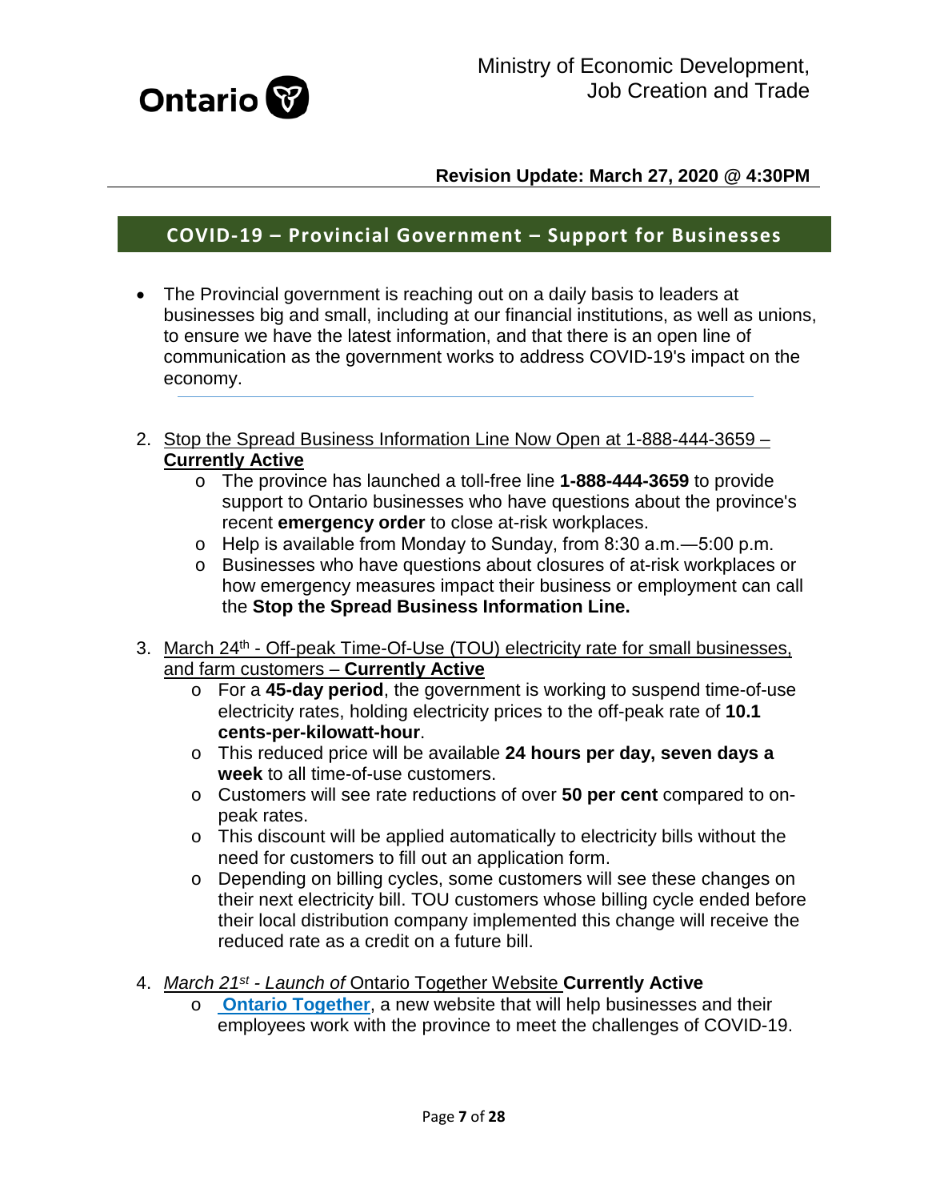Ministry of Economic Development, Job Creation and Trade

**Revision Update: March 27, 2020 @ 4:30PM**

## COVID-19 – Provincial Government – Support for Businesses

- The Provincial government is reaching out on a daily basis to leaders at businesses big and small, including at our financial institutions, as well as unions, to ensure we have the latest information, and that there is an open line of communication as the government works to address COVID-19's impact on the economy.

---

2. Stop the Spread Business Information Line Now Open at 1-888-444-3659 – **Currently Active**
    - The province has launched a toll-free line **1-888-444-3659** to provide support to Ontario businesses who have questions about the province's recent **emergency order** to close at-risk workplaces.
    - Help is available from Monday to Sunday, from 8:30 a.m.—5:00 p.m.
    - Businesses who have questions about closures of at-risk workplaces or how emergency measures impact their business or employment can call the **Stop the Spread Business Information Line.**

3. March 24th - Off-peak Time-Of-Use (TOU) electricity rate for small businesses, and farm customers – **Currently Active**
    - For a **45-day period**, the government is working to suspend time-of-use electricity rates, holding electricity prices to the off-peak rate of **10.1 cents-per-kilowatt-hour**.
    - This reduced price will be available **24 hours per day, seven days a week** to all time-of-use customers.
    - Customers will see rate reductions of over **50 per cent** compared to on-peak rates.
    - This discount will be applied automatically to electricity bills without the need for customers to fill out an application form.
    - Depending on billing cycles, some customers will see these changes on their next electricity bill. TOU customers whose billing cycle ended before their local distribution company implemented this change will receive the reduced rate as a credit on a future bill.

4. *March 21st - Launch of* Ontario Together Website **Currently Active**
    - **Ontario Together**, a new website that will help businesses and their employees work with the province to meet the challenges of COVID-19.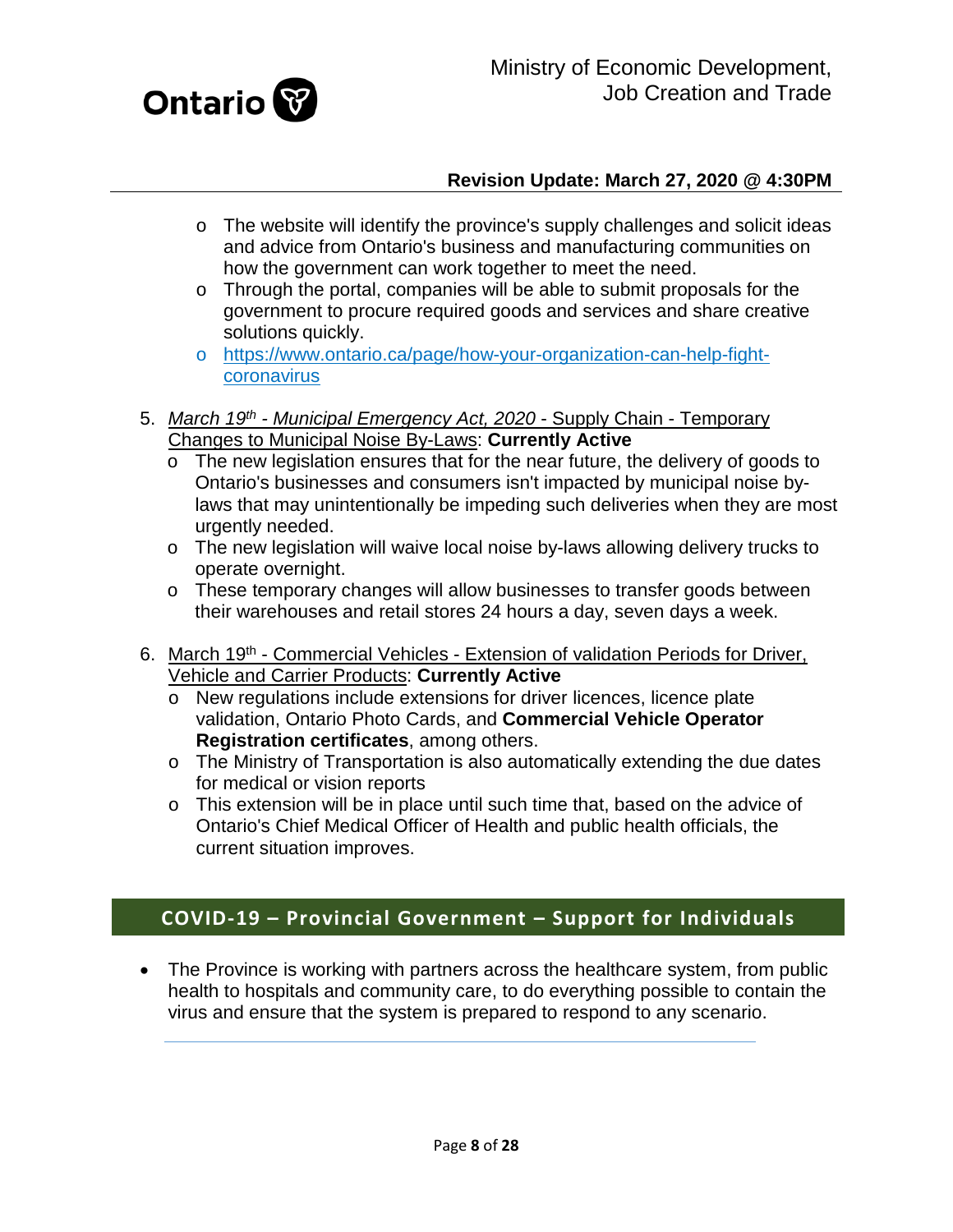- The website will identify the province's supply challenges and solicit ideas and advice from Ontario's business and manufacturing communities on how the government can work together to meet the need.
- Through the portal, companies will be able to submit proposals for the government to procure required goods and services and share creative solutions quickly.
- https://www.ontario.ca/page/how-your-organization-can-help-fight-coronavirus

5. *March 19th - Municipal Emergency Act, 2020* - Supply Chain - Temporary Changes to Municipal Noise By-Laws: **Currently Active**
   - The new legislation ensures that for the near future, the delivery of goods to Ontario's businesses and consumers isn't impacted by municipal noise by-laws that may unintentionally be impeding such deliveries when they are most urgently needed.
   - The new legislation will waive local noise by-laws allowing delivery trucks to operate overnight.
   - These temporary changes will allow businesses to transfer goods between their warehouses and retail stores 24 hours a day, seven days a week.

6. March 19th - Commercial Vehicles - Extension of validation Periods for Driver, Vehicle and Carrier Products: **Currently Active**
   - New regulations include extensions for driver licences, licence plate validation, Ontario Photo Cards, and **Commercial Vehicle Operator Registration certificates**, among others.
   - The Ministry of Transportation is also automatically extending the due dates for medical or vision reports
   - This extension will be in place until such time that, based on the advice of Ontario's Chief Medical Officer of Health and public health officials, the current situation improves.

## COVID-19 – Provincial Government – Support for Individuals

- The Province is working with partners across the healthcare system, from public health to hospitals and community care, to do everything possible to contain the virus and ensure that the system is prepared to respond to any scenario.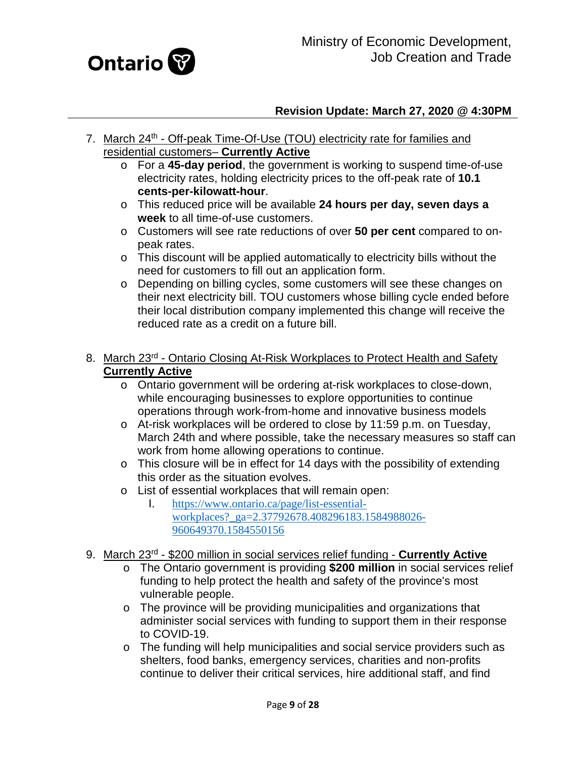**Revision Update: March 27, 2020 @ 4:30PM**

7. March 24th - Off-peak Time-Of-Use (TOU) electricity rate for families and residential customers– **Currently Active**
   - For a **45-day period**, the government is working to suspend time-of-use electricity rates, holding electricity prices to the off-peak rate of **10.1 cents-per-kilowatt-hour**.
   - This reduced price will be available **24 hours per day, seven days a week** to all time-of-use customers.
   - Customers will see rate reductions of over **50 per cent** compared to on-peak rates.
   - This discount will be applied automatically to electricity bills without the need for customers to fill out an application form.
   - Depending on billing cycles, some customers will see these changes on their next electricity bill. TOU customers whose billing cycle ended before their local distribution company implemented this change will receive the reduced rate as a credit on a future bill.

8. March 23rd - Ontario Closing At-Risk Workplaces to Protect Health and Safety **Currently Active**
   - Ontario government will be ordering at-risk workplaces to close-down, while encouraging businesses to explore opportunities to continue operations through work-from-home and innovative business models
   - At-risk workplaces will be ordered to close by 11:59 p.m. on Tuesday, March 24th and where possible, take the necessary measures so staff can work from home allowing operations to continue.
   - This closure will be in effect for 14 days with the possibility of extending this order as the situation evolves.
   - List of essential workplaces that will remain open:
     I. https://www.ontario.ca/page/list-essential-workplaces?_ga=2.37792678.408296183.1584988026-960649370.1584550156

9. March 23rd - $200 million in social services relief funding - **Currently Active**
   - The Ontario government is providing **$200 million** in social services relief funding to help protect the health and safety of the province's most vulnerable people.
   - The province will be providing municipalities and organizations that administer social services with funding to support them in their response to COVID-19.
   - The funding will help municipalities and social service providers such as shelters, food banks, emergency services, charities and non-profits continue to deliver their critical services, hire additional staff, and find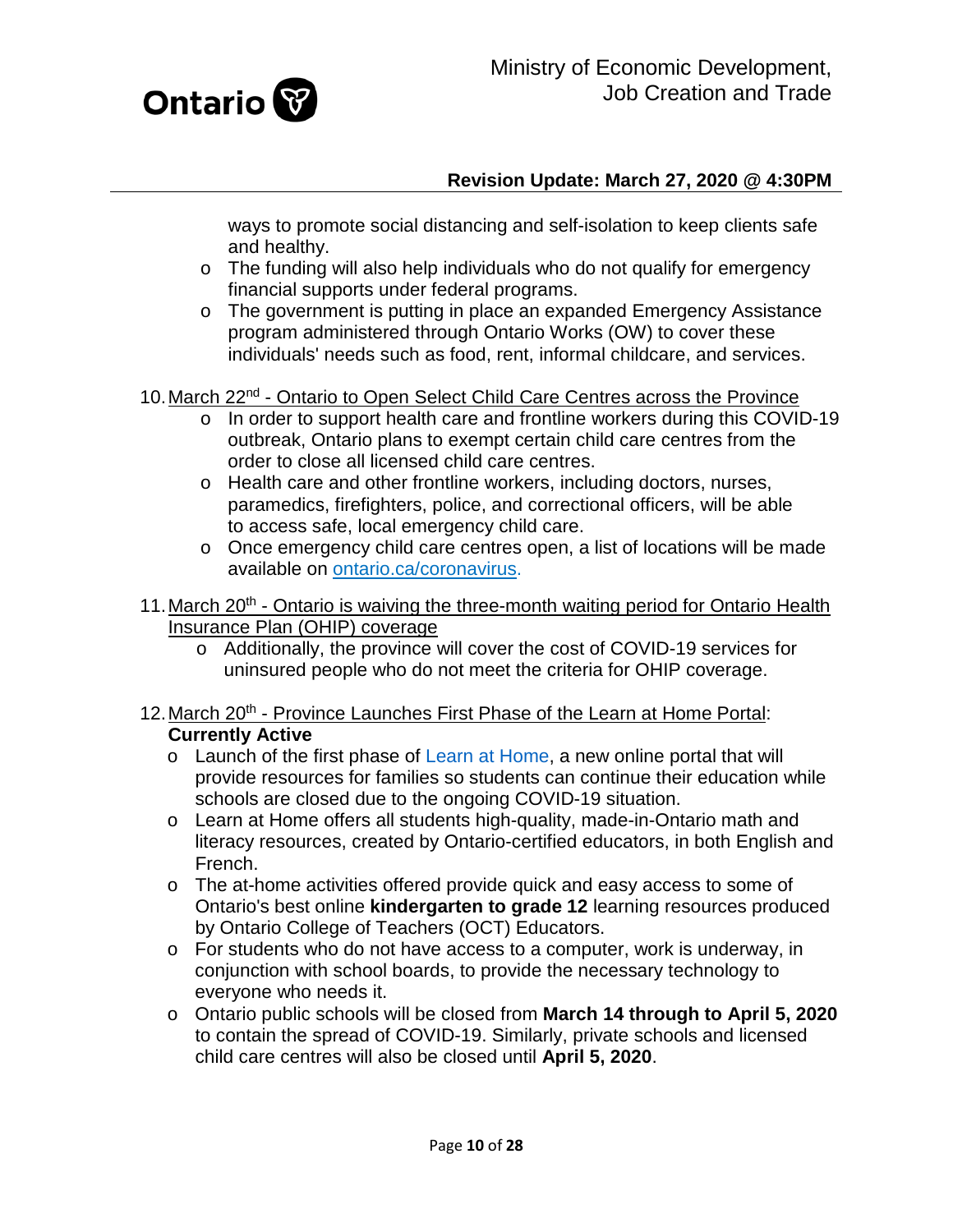ways to promote social distancing and self-isolation to keep clients safe and healthy.
  - The funding will also help individuals who do not qualify for emergency financial supports under federal programs.
  - The government is putting in place an expanded Emergency Assistance program administered through Ontario Works (OW) to cover these individuals' needs such as food, rent, informal childcare, and services.

10. March 22nd - Ontario to Open Select Child Care Centres across the Province
    - In order to support health care and frontline workers during this COVID-19 outbreak, Ontario plans to exempt certain child care centres from the order to close all licensed child care centres.
    - Health care and other frontline workers, including doctors, nurses, paramedics, firefighters, police, and correctional officers, will be able to access safe, local emergency child care.
    - Once emergency child care centres open, a list of locations will be made available on ontario.ca/coronavirus.

11. March 20th - Ontario is waiving the three-month waiting period for Ontario Health Insurance Plan (OHIP) coverage
    - Additionally, the province will cover the cost of COVID-19 services for uninsured people who do not meet the criteria for OHIP coverage.

12. March 20th - Province Launches First Phase of the Learn at Home Portal: **Currently Active**
    - Launch of the first phase of Learn at Home, a new online portal that will provide resources for families so students can continue their education while schools are closed due to the ongoing COVID-19 situation.
    - Learn at Home offers all students high-quality, made-in-Ontario math and literacy resources, created by Ontario-certified educators, in both English and French.
    - The at-home activities offered provide quick and easy access to some of Ontario's best online **kindergarten to grade 12** learning resources produced by Ontario College of Teachers (OCT) Educators.
    - For students who do not have access to a computer, work is underway, in conjunction with school boards, to provide the necessary technology to everyone who needs it.
    - Ontario public schools will be closed from **March 14 through to April 5, 2020** to contain the spread of COVID-19. Similarly, private schools and licensed child care centres will also be closed until **April 5, 2020**.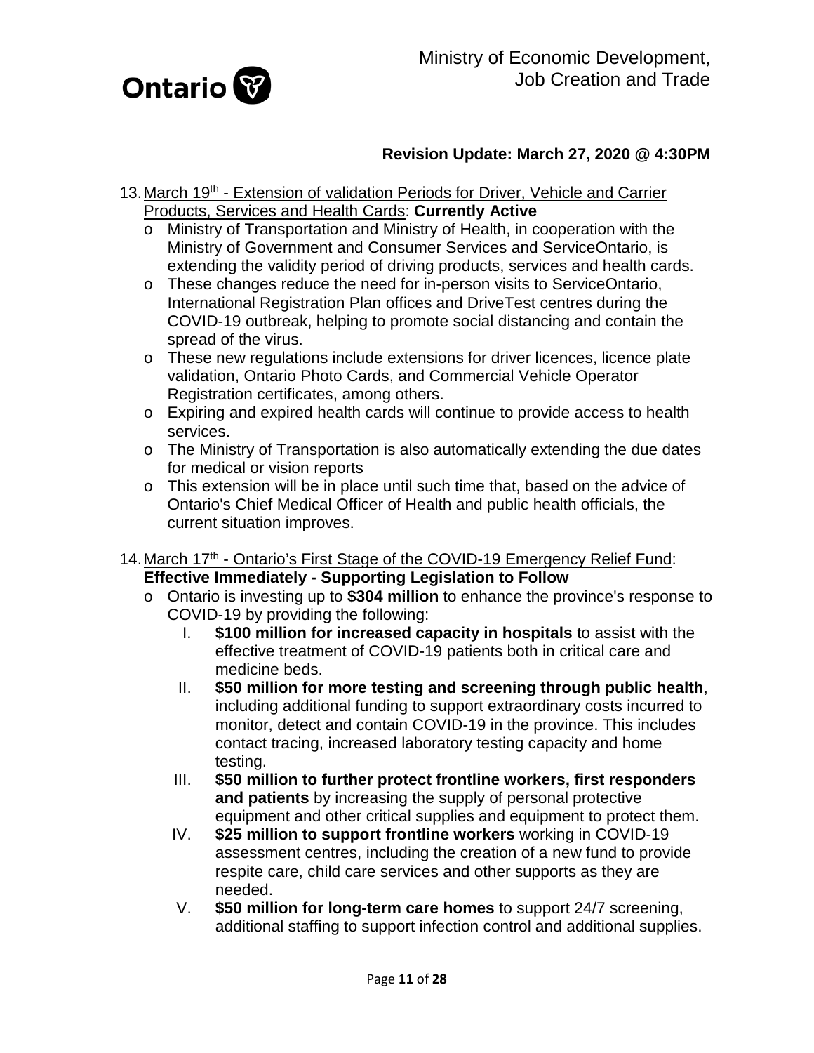13. March 19th - Extension of validation Periods for Driver, Vehicle and Carrier Products, Services and Health Cards: **Currently Active**
    - Ministry of Transportation and Ministry of Health, in cooperation with the Ministry of Government and Consumer Services and ServiceOntario, is extending the validity period of driving products, services and health cards.
    - These changes reduce the need for in-person visits to ServiceOntario, International Registration Plan offices and DriveTest centres during the COVID-19 outbreak, helping to promote social distancing and contain the spread of the virus.
    - These new regulations include extensions for driver licences, licence plate validation, Ontario Photo Cards, and Commercial Vehicle Operator Registration certificates, among others.
    - Expiring and expired health cards will continue to provide access to health services.
    - The Ministry of Transportation is also automatically extending the due dates for medical or vision reports
    - This extension will be in place until such time that, based on the advice of Ontario's Chief Medical Officer of Health and public health officials, the current situation improves.

14. March 17th - Ontario's First Stage of the COVID-19 Emergency Relief Fund: **Effective Immediately - Supporting Legislation to Follow**
    - Ontario is investing up to **$304 million** to enhance the province's response to COVID-19 by providing the following:
        - I. **$100 million for increased capacity in hospitals** to assist with the effective treatment of COVID-19 patients both in critical care and medicine beds.
        - II. **$50 million for more testing and screening through public health**, including additional funding to support extraordinary costs incurred to monitor, detect and contain COVID-19 in the province. This includes contact tracing, increased laboratory testing capacity and home testing.
        - III. **$50 million to further protect frontline workers, first responders and patients** by increasing the supply of personal protective equipment and other critical supplies and equipment to protect them.
        - IV. **$25 million to support frontline workers** working in COVID-19 assessment centres, including the creation of a new fund to provide respite care, child care services and other supports as they are needed.
        - V. **$50 million for long-term care homes** to support 24/7 screening, additional staffing to support infection control and additional supplies.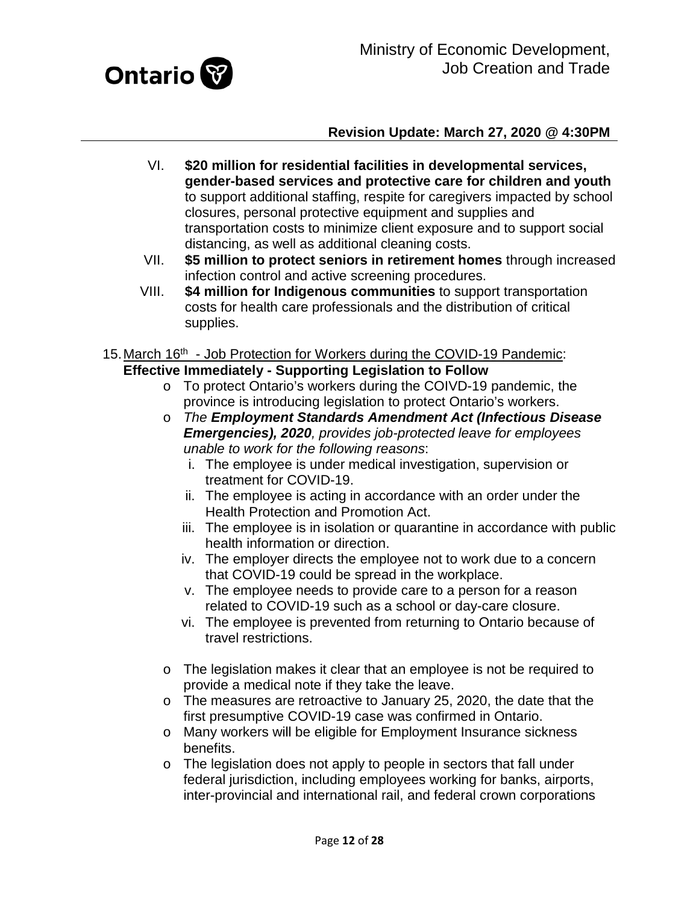VI. **$20 million for residential facilities in developmental services, gender-based services and protective care for children and youth** to support additional staffing, respite for caregivers impacted by school closures, personal protective equipment and supplies and transportation costs to minimize client exposure and to support social distancing, as well as additional cleaning costs.

VII. **$5 million to protect seniors in retirement homes** through increased infection control and active screening procedures.

VIII. **$4 million for Indigenous communities** to support transportation costs for health care professionals and the distribution of critical supplies.

15. March 16th - Job Protection for Workers during the COVID-19 Pandemic: **Effective Immediately - Supporting Legislation to Follow**
    - To protect Ontario's workers during the COIVD-19 pandemic, the province is introducing legislation to protect Ontario's workers.
    - *The **Employment Standards Amendment Act (Infectious Disease Emergencies), 2020**, provides job-protected leave for employees unable to work for the following reasons*:
        i. The employee is under medical investigation, supervision or treatment for COVID-19.
        ii. The employee is acting in accordance with an order under the Health Protection and Promotion Act.
        iii. The employee is in isolation or quarantine in accordance with public health information or direction.
        iv. The employer directs the employee not to work due to a concern that COVID-19 could be spread in the workplace.
        v. The employee needs to provide care to a person for a reason related to COVID-19 such as a school or day-care closure.
        vi. The employee is prevented from returning to Ontario because of travel restrictions.
    - The legislation makes it clear that an employee is not be required to provide a medical note if they take the leave.
    - The measures are retroactive to January 25, 2020, the date that the first presumptive COVID-19 case was confirmed in Ontario.
    - Many workers will be eligible for Employment Insurance sickness benefits.
    - The legislation does not apply to people in sectors that fall under federal jurisdiction, including employees working for banks, airports, inter-provincial and international rail, and federal crown corporations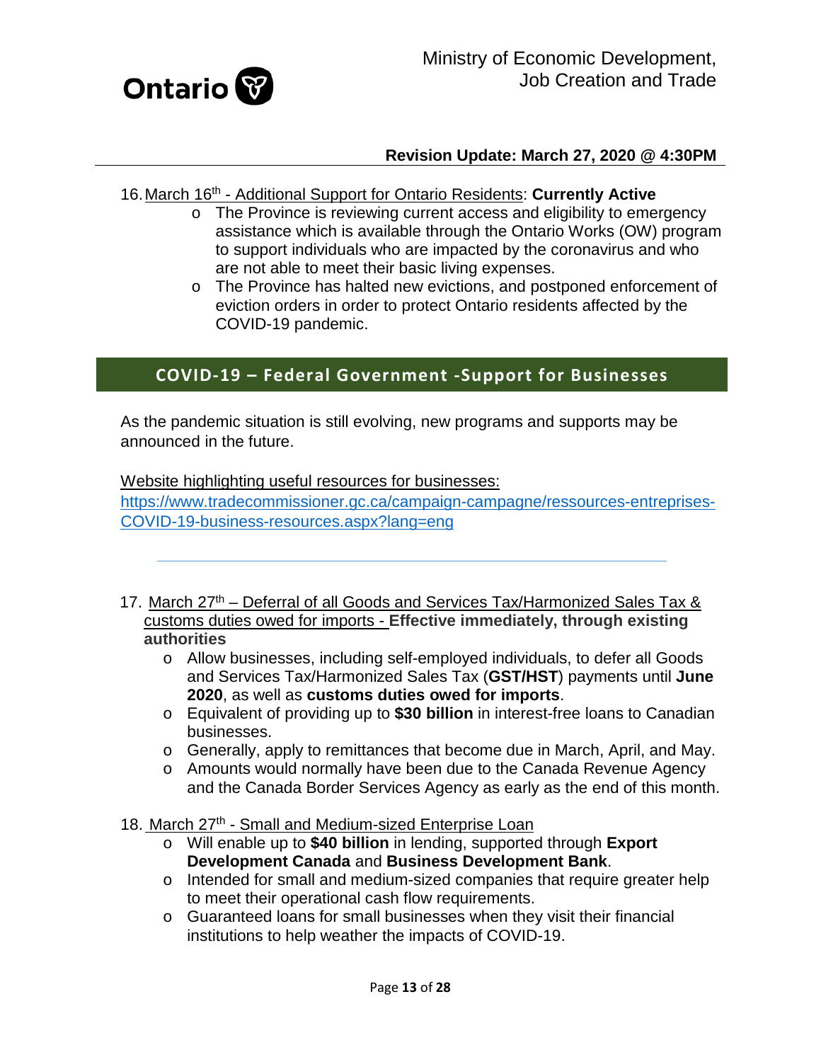16. March 16th - Additional Support for Ontario Residents: **Currently Active**
    - The Province is reviewing current access and eligibility to emergency assistance which is available through the Ontario Works (OW) program to support individuals who are impacted by the coronavirus and who are not able to meet their basic living expenses.
    - The Province has halted new evictions, and postponed enforcement of eviction orders in order to protect Ontario residents affected by the COVID-19 pandemic.

## COVID-19 – Federal Government -Support for Businesses

As the pandemic situation is still evolving, new programs and supports may be announced in the future.

Website highlighting useful resources for businesses:
https://www.tradecommissioner.gc.ca/campaign-campagne/ressources-entreprises-COVID-19-business-resources.aspx?lang=eng

---

17. March 27th – Deferral of all Goods and Services Tax/Harmonized Sales Tax & customs duties owed for imports - **Effective immediately, through existing authorities**
    - Allow businesses, including self-employed individuals, to defer all Goods and Services Tax/Harmonized Sales Tax (**GST/HST**) payments until **June 2020**, as well as **customs duties owed for imports**.
    - Equivalent of providing up to **$30 billion** in interest-free loans to Canadian businesses.
    - Generally, apply to remittances that become due in March, April, and May.
    - Amounts would normally have been due to the Canada Revenue Agency and the Canada Border Services Agency as early as the end of this month.

18. March 27th - Small and Medium-sized Enterprise Loan
    - Will enable up to **$40 billion** in lending, supported through **Export Development Canada** and **Business Development Bank**.
    - Intended for small and medium-sized companies that require greater help to meet their operational cash flow requirements.
    - Guaranteed loans for small businesses when they visit their financial institutions to help weather the impacts of COVID-19.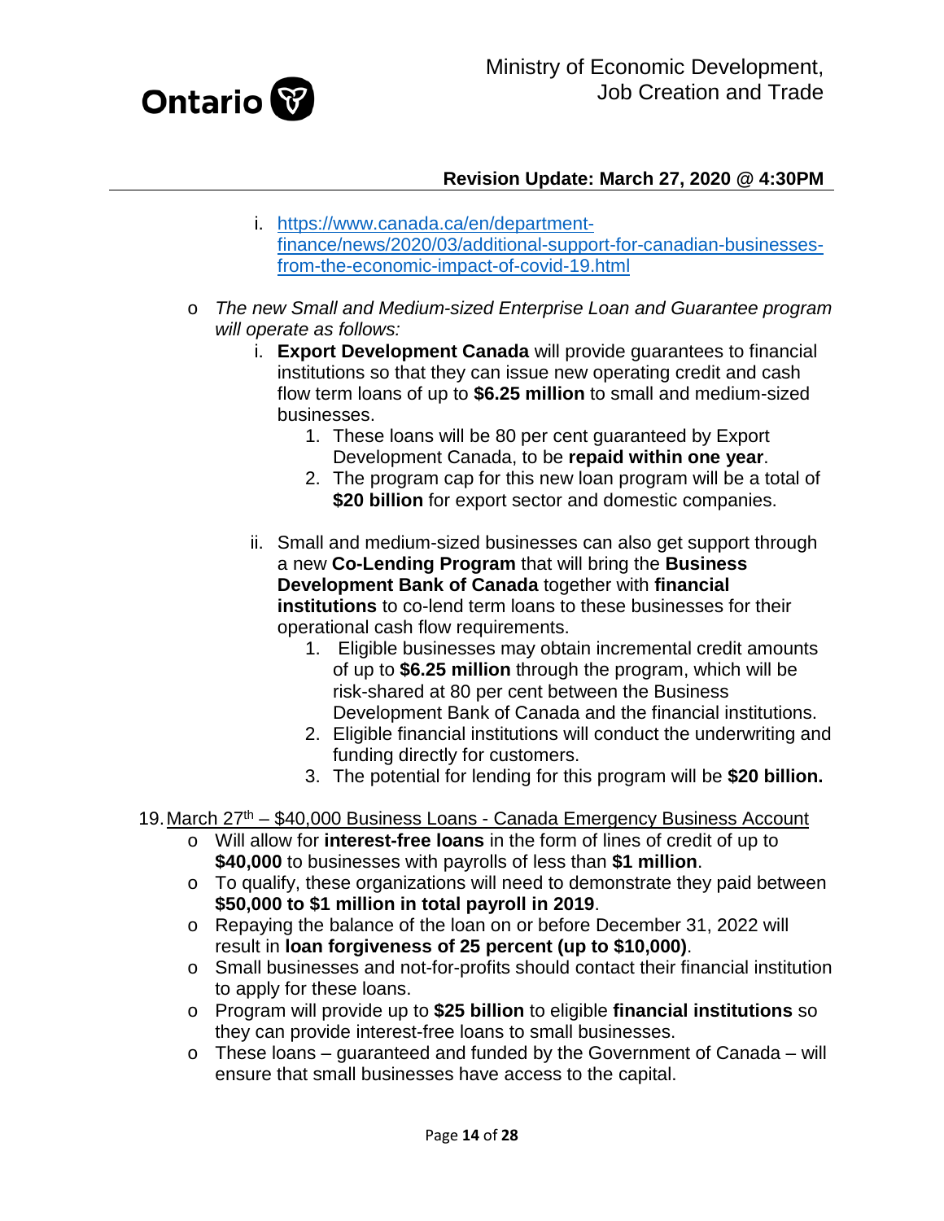i. [https://www.canada.ca/en/department-finance/news/2020/03/additional-support-for-canadian-businesses-from-the-economic-impact-of-covid-19.html](https://www.canada.ca/en/department-finance/news/2020/03/additional-support-for-canadian-businesses-from-the-economic-impact-of-covid-19.html)

- *The new Small and Medium-sized Enterprise Loan and Guarantee program will operate as follows:*
  - i. **Export Development Canada** will provide guarantees to financial institutions so that they can issue new operating credit and cash flow term loans of up to **$6.25 million** to small and medium-sized businesses.
    1. These loans will be 80 per cent guaranteed by Export Development Canada, to be **repaid within one year**.
    2. The program cap for this new loan program will be a total of **$20 billion** for export sector and domestic companies.
  - ii. Small and medium-sized businesses can also get support through a new **Co-Lending Program** that will bring the **Business Development Bank of Canada** together with **financial institutions** to co-lend term loans to these businesses for their operational cash flow requirements.
    1. Eligible businesses may obtain incremental credit amounts of up to **$6.25 million** through the program, which will be risk-shared at 80 per cent between the Business Development Bank of Canada and the financial institutions.
    2. Eligible financial institutions will conduct the underwriting and funding directly for customers.
    3. The potential for lending for this program will be **$20 billion.**

19. March 27th – $40,000 Business Loans - Canada Emergency Business Account
    - Will allow for **interest-free loans** in the form of lines of credit of up to **$40,000** to businesses with payrolls of less than **$1 million**.
    - To qualify, these organizations will need to demonstrate they paid between **$50,000 to $1 million in total payroll in 2019**.
    - Repaying the balance of the loan on or before December 31, 2022 will result in **loan forgiveness of 25 percent (up to $10,000)**.
    - Small businesses and not-for-profits should contact their financial institution to apply for these loans.
    - Program will provide up to **$25 billion** to eligible **financial institutions** so they can provide interest-free loans to small businesses.
    - These loans – guaranteed and funded by the Government of Canada – will ensure that small businesses have access to the capital.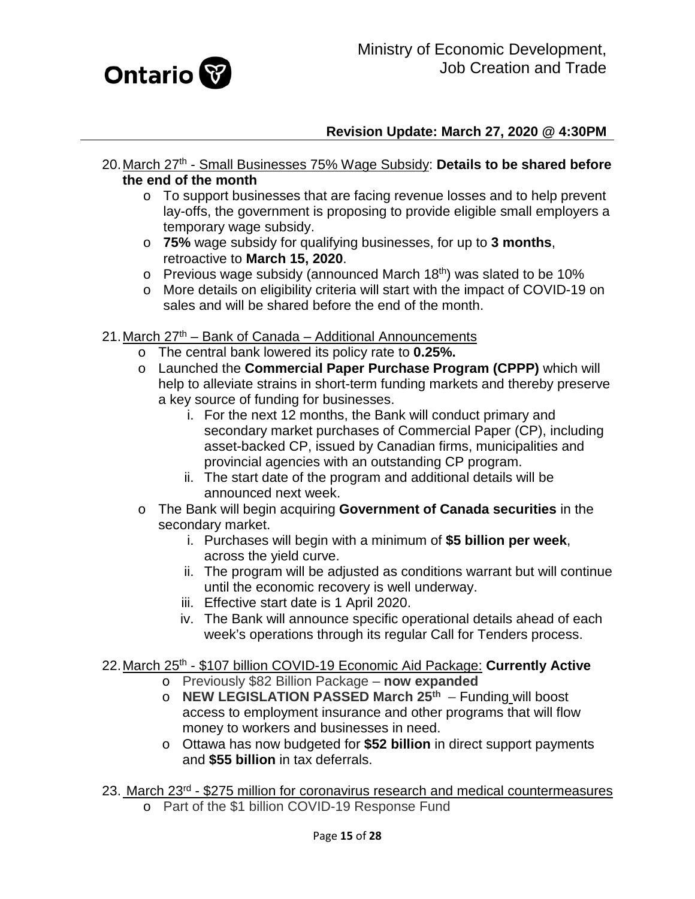**Revision Update: March 27, 2020 @ 4:30PM**

20. March 27th - Small Businesses 75% Wage Subsidy: **Details to be shared before the end of the month**
    - To support businesses that are facing revenue losses and to help prevent lay-offs, the government is proposing to provide eligible small employers a temporary wage subsidy.
    - **75%** wage subsidy for qualifying businesses, for up to **3 months**, retroactive to **March 15, 2020**.
    - Previous wage subsidy (announced March 18th) was slated to be 10%
    - More details on eligibility criteria will start with the impact of COVID-19 on sales and will be shared before the end of the month.

21. March 27th – Bank of Canada – Additional Announcements
    - The central bank lowered its policy rate to **0.25%.**
    - Launched the **Commercial Paper Purchase Program (CPPP)** which will help to alleviate strains in short-term funding markets and thereby preserve a key source of funding for businesses.
        1. For the next 12 months, the Bank will conduct primary and secondary market purchases of Commercial Paper (CP), including asset-backed CP, issued by Canadian firms, municipalities and provincial agencies with an outstanding CP program.
        2. The start date of the program and additional details will be announced next week.
    - The Bank will begin acquiring **Government of Canada securities** in the secondary market.
        1. Purchases will begin with a minimum of **$5 billion per week**, across the yield curve.
        2. The program will be adjusted as conditions warrant but will continue until the economic recovery is well underway.
        3. Effective start date is 1 April 2020.
        4. The Bank will announce specific operational details ahead of each week's operations through its regular Call for Tenders process.

22. March 25th - $107 billion COVID-19 Economic Aid Package: **Currently Active**
    - Previously $82 Billion Package – **now expanded**
    - **NEW LEGISLATION PASSED March 25th** – Funding will boost access to employment insurance and other programs that will flow money to workers and businesses in need.
    - Ottawa has now budgeted for **$52 billion** in direct support payments and **$55 billion** in tax deferrals.

23. March 23rd - $275 million for coronavirus research and medical countermeasures
    - Part of the $1 billion COVID-19 Response Fund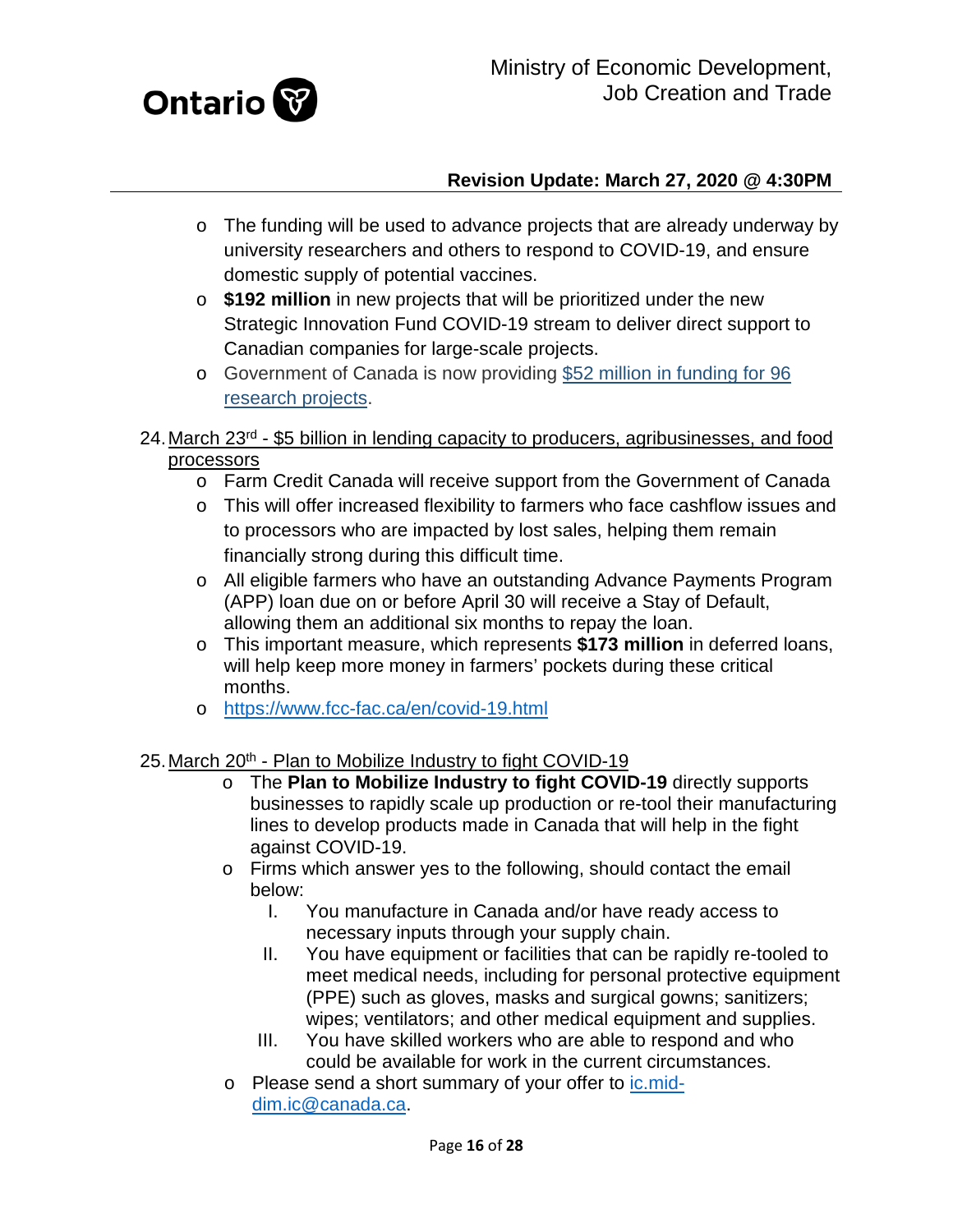- The funding will be used to advance projects that are already underway by university researchers and others to respond to COVID-19, and ensure domestic supply of potential vaccines.
- **$192 million** in new projects that will be prioritized under the new Strategic Innovation Fund COVID-19 stream to deliver direct support to Canadian companies for large-scale projects.
- Government of Canada is now providing [$52 million in funding for 96 research projects](#).

24. March 23rd - $5 billion in lending capacity to producers, agribusinesses, and food processors
    - Farm Credit Canada will receive support from the Government of Canada
    - This will offer increased flexibility to farmers who face cashflow issues and to processors who are impacted by lost sales, helping them remain financially strong during this difficult time.
    - All eligible farmers who have an outstanding Advance Payments Program (APP) loan due on or before April 30 will receive a Stay of Default, allowing them an additional six months to repay the loan.
    - This important measure, which represents **$173 million** in deferred loans, will help keep more money in farmers' pockets during these critical months.
    - https://www.fcc-fac.ca/en/covid-19.html

25. March 20th - Plan to Mobilize Industry to fight COVID-19
    - The **Plan to Mobilize Industry to fight COVID-19** directly supports businesses to rapidly scale up production or re-tool their manufacturing lines to develop products made in Canada that will help in the fight against COVID-19.
    - Firms which answer yes to the following, should contact the email below:
        I. You manufacture in Canada and/or have ready access to necessary inputs through your supply chain.
        II. You have equipment or facilities that can be rapidly re-tooled to meet medical needs, including for personal protective equipment (PPE) such as gloves, masks and surgical gowns; sanitizers; wipes; ventilators; and other medical equipment and supplies.
        III. You have skilled workers who are able to respond and who could be available for work in the current circumstances.
    - Please send a short summary of your offer to ic.mid-dim.ic@canada.ca.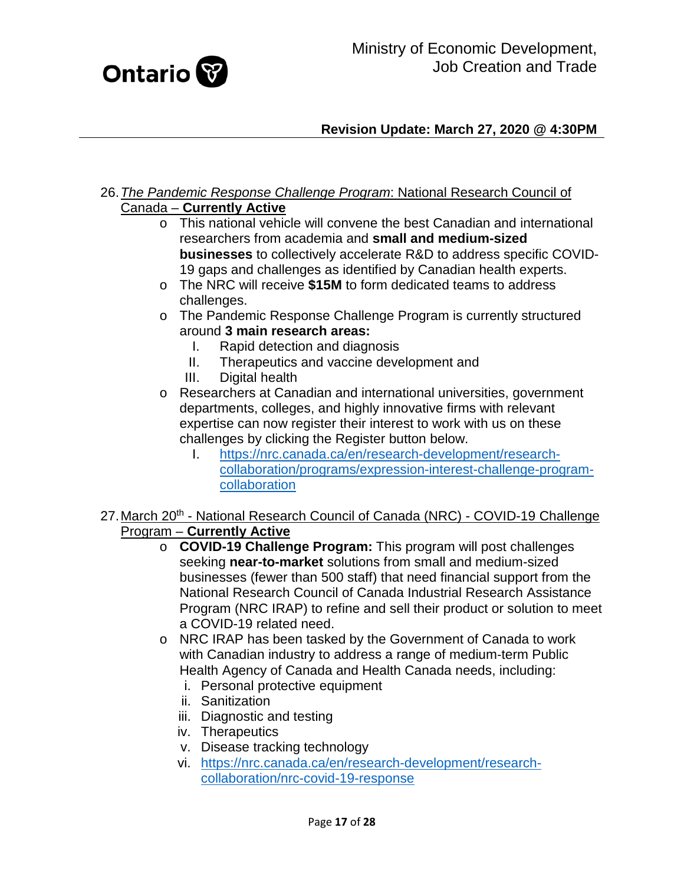26. *The Pandemic Response Challenge Program*: National Research Council of Canada – **Currently Active**
    - This national vehicle will convene the best Canadian and international researchers from academia and **small and medium-sized businesses** to collectively accelerate R&D to address specific COVID-19 gaps and challenges as identified by Canadian health experts.
    - The NRC will receive **$15M** to form dedicated teams to address challenges.
    - The Pandemic Response Challenge Program is currently structured around **3 main research areas:**
        I. Rapid detection and diagnosis
        II. Therapeutics and vaccine development and
        III. Digital health
    - Researchers at Canadian and international universities, government departments, colleges, and highly innovative firms with relevant expertise can now register their interest to work with us on these challenges by clicking the Register button below.
        I. https://nrc.canada.ca/en/research-development/research-collaboration/programs/expression-interest-challenge-program-collaboration

27. March 20th - National Research Council of Canada (NRC) - COVID-19 Challenge Program – **Currently Active**
    - **COVID-19 Challenge Program:** This program will post challenges seeking **near-to-market** solutions from small and medium-sized businesses (fewer than 500 staff) that need financial support from the National Research Council of Canada Industrial Research Assistance Program (NRC IRAP) to refine and sell their product or solution to meet a COVID-19 related need.
    - NRC IRAP has been tasked by the Government of Canada to work with Canadian industry to address a range of medium-term Public Health Agency of Canada and Health Canada needs, including:
        i. Personal protective equipment
        ii. Sanitization
        iii. Diagnostic and testing
        iv. Therapeutics
        v. Disease tracking technology
        vi. https://nrc.canada.ca/en/research-development/research-collaboration/nrc-covid-19-response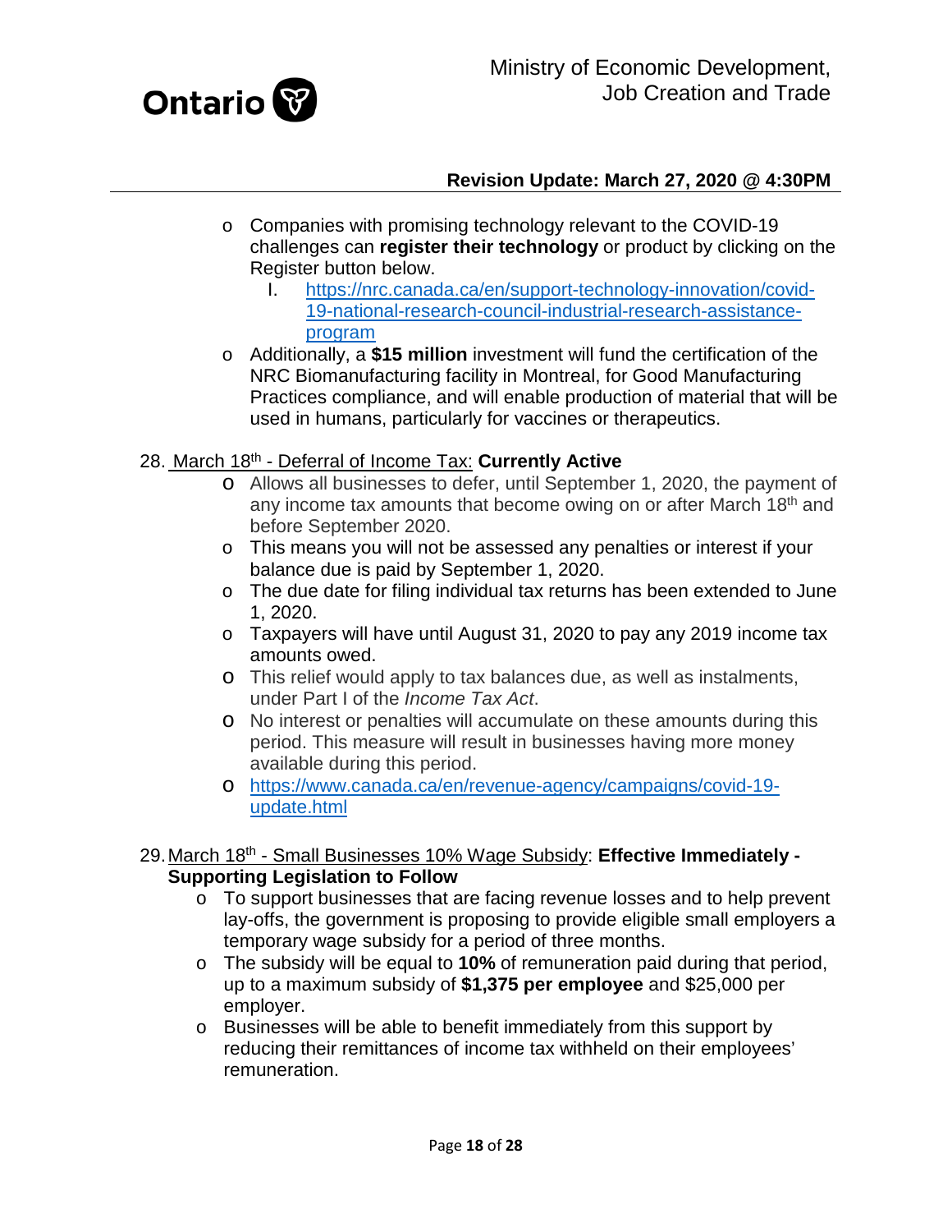- Companies with promising technology relevant to the COVID-19 challenges can **register their technology** or product by clicking on the Register button below.
    I. https://nrc.canada.ca/en/support-technology-innovation/covid-19-national-research-council-industrial-research-assistance-program
- Additionally, a **$15 million** investment will fund the certification of the NRC Biomanufacturing facility in Montreal, for Good Manufacturing Practices compliance, and will enable production of material that will be used in humans, particularly for vaccines or therapeutics.

28. March 18th - Deferral of Income Tax: **Currently Active**
    - Allows all businesses to defer, until September 1, 2020, the payment of any income tax amounts that become owing on or after March 18th and before September 2020.
    - This means you will not be assessed any penalties or interest if your balance due is paid by September 1, 2020.
    - The due date for filing individual tax returns has been extended to June 1, 2020.
    - Taxpayers will have until August 31, 2020 to pay any 2019 income tax amounts owed.
    - This relief would apply to tax balances due, as well as instalments, under Part I of the *Income Tax Act*.
    - No interest or penalties will accumulate on these amounts during this period. This measure will result in businesses having more money available during this period.
    - https://www.canada.ca/en/revenue-agency/campaigns/covid-19-update.html

29. March 18th - Small Businesses 10% Wage Subsidy: **Effective Immediately - Supporting Legislation to Follow**
    - To support businesses that are facing revenue losses and to help prevent lay-offs, the government is proposing to provide eligible small employers a temporary wage subsidy for a period of three months.
    - The subsidy will be equal to **10%** of remuneration paid during that period, up to a maximum subsidy of **$1,375 per employee** and $25,000 per employer.
    - Businesses will be able to benefit immediately from this support by reducing their remittances of income tax withheld on their employees' remuneration.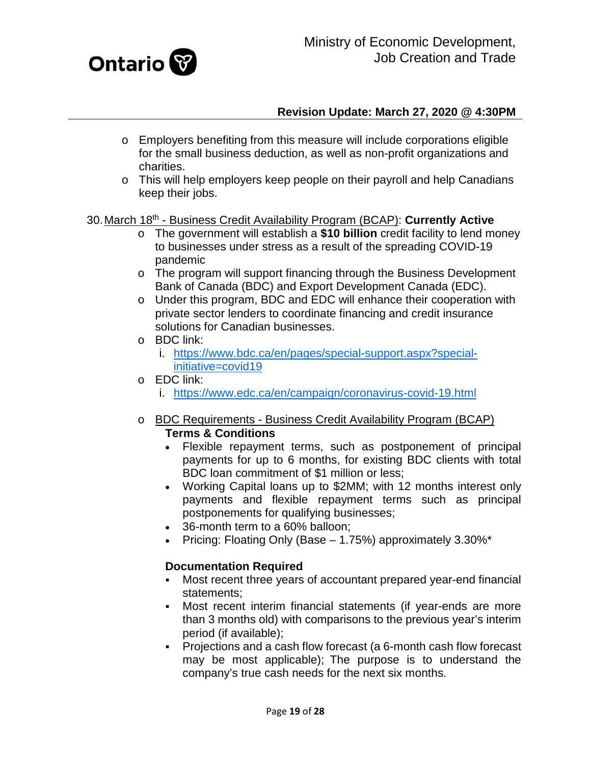- Employers benefiting from this measure will include corporations eligible for the small business deduction, as well as non-profit organizations and charities.
- This will help employers keep people on their payroll and help Canadians keep their jobs.

30. March 18th - Business Credit Availability Program (BCAP): **Currently Active**
    - The government will establish a **$10 billion** credit facility to lend money to businesses under stress as a result of the spreading COVID-19 pandemic
    - The program will support financing through the Business Development Bank of Canada (BDC) and Export Development Canada (EDC).
    - Under this program, BDC and EDC will enhance their cooperation with private sector lenders to coordinate financing and credit insurance solutions for Canadian businesses.
    - BDC link:
        i. https://www.bdc.ca/en/pages/special-support.aspx?special-initiative=covid19
    - EDC link:
        i. https://www.edc.ca/en/campaign/coronavirus-covid-19.html
    - BDC Requirements - Business Credit Availability Program (BCAP)

      **Terms & Conditions**
        - Flexible repayment terms, such as postponement of principal payments for up to 6 months, for existing BDC clients with total BDC loan commitment of $1 million or less;
        - Working Capital loans up to $2MM; with 12 months interest only payments and flexible repayment terms such as principal postponements for qualifying businesses;
        - 36-month term to a 60% balloon;
        - Pricing: Floating Only (Base – 1.75%) approximately 3.30%*

      **Documentation Required**
        - Most recent three years of accountant prepared year-end financial statements;
        - Most recent interim financial statements (if year-ends are more than 3 months old) with comparisons to the previous year's interim period (if available);
        - Projections and a cash flow forecast (a 6-month cash flow forecast may be most applicable); The purpose is to understand the company's true cash needs for the next six months.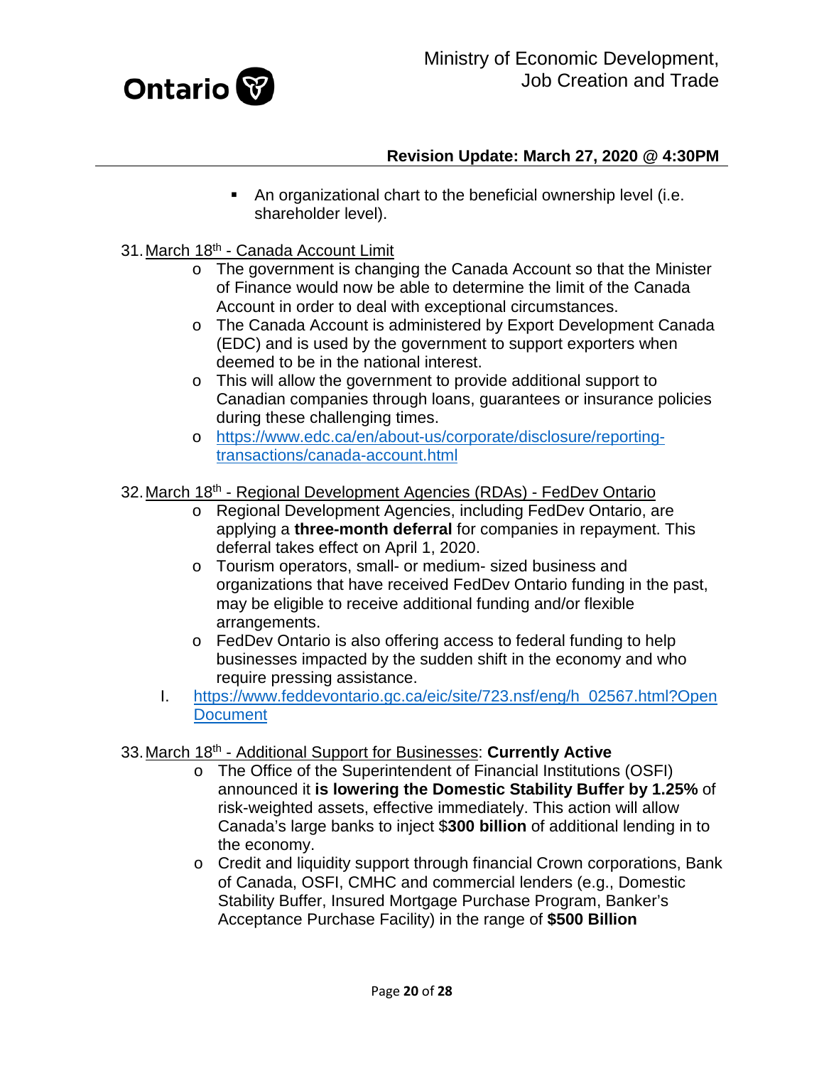- An organizational chart to the beneficial ownership level (i.e. shareholder level).

31. March 18th - Canada Account Limit
    - The government is changing the Canada Account so that the Minister of Finance would now be able to determine the limit of the Canada Account in order to deal with exceptional circumstances.
    - The Canada Account is administered by Export Development Canada (EDC) and is used by the government to support exporters when deemed to be in the national interest.
    - This will allow the government to provide additional support to Canadian companies through loans, guarantees or insurance policies during these challenging times.
    - https://www.edc.ca/en/about-us/corporate/disclosure/reporting-transactions/canada-account.html

32. March 18th - Regional Development Agencies (RDAs) - FedDev Ontario
    - Regional Development Agencies, including FedDev Ontario, are applying a **three-month deferral** for companies in repayment. This deferral takes effect on April 1, 2020.
    - Tourism operators, small- or medium- sized business and organizations that have received FedDev Ontario funding in the past, may be eligible to receive additional funding and/or flexible arrangements.
    - FedDev Ontario is also offering access to federal funding to help businesses impacted by the sudden shift in the economy and who require pressing assistance.

    I. https://www.feddevontario.gc.ca/eic/site/723.nsf/eng/h_02567.html?OpenDocument

33. March 18th - Additional Support for Businesses: **Currently Active**
    - The Office of the Superintendent of Financial Institutions (OSFI) announced it **is lowering the Domestic Stability Buffer by 1.25%** of risk-weighted assets, effective immediately. This action will allow Canada's large banks to inject $**300 billion** of additional lending in to the economy.
    - Credit and liquidity support through financial Crown corporations, Bank of Canada, OSFI, CMHC and commercial lenders (e.g., Domestic Stability Buffer, Insured Mortgage Purchase Program, Banker's Acceptance Purchase Facility) in the range of **$500 Billion**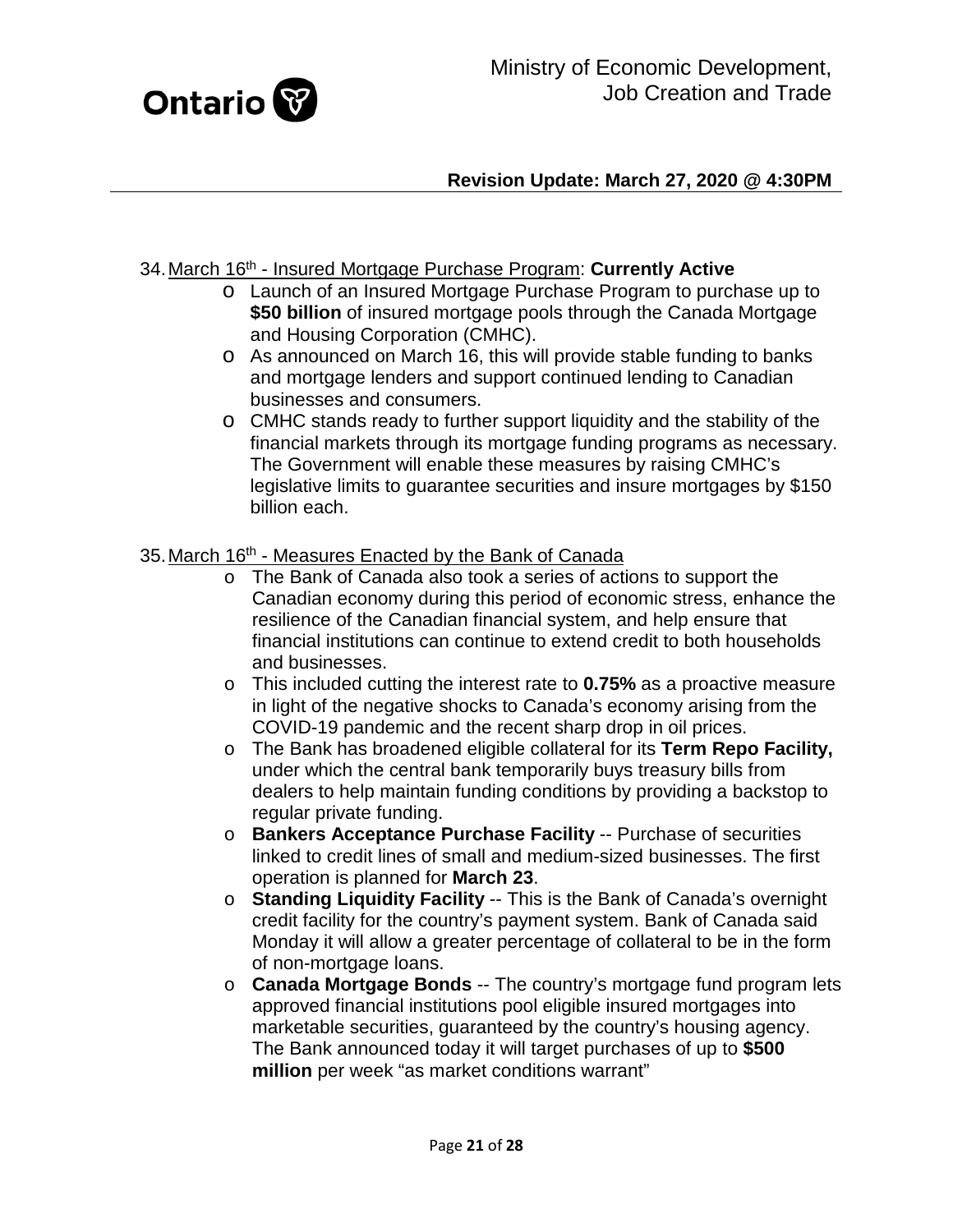34. March 16th - Insured Mortgage Purchase Program: **Currently Active**
    - Launch of an Insured Mortgage Purchase Program to purchase up to **$50 billion** of insured mortgage pools through the Canada Mortgage and Housing Corporation (CMHC).
    - As announced on March 16, this will provide stable funding to banks and mortgage lenders and support continued lending to Canadian businesses and consumers.
    - CMHC stands ready to further support liquidity and the stability of the financial markets through its mortgage funding programs as necessary. The Government will enable these measures by raising CMHC's legislative limits to guarantee securities and insure mortgages by $150 billion each.

35. March 16th - Measures Enacted by the Bank of Canada
    - The Bank of Canada also took a series of actions to support the Canadian economy during this period of economic stress, enhance the resilience of the Canadian financial system, and help ensure that financial institutions can continue to extend credit to both households and businesses.
    - This included cutting the interest rate to **0.75%** as a proactive measure in light of the negative shocks to Canada's economy arising from the COVID-19 pandemic and the recent sharp drop in oil prices.
    - The Bank has broadened eligible collateral for its **Term Repo Facility,** under which the central bank temporarily buys treasury bills from dealers to help maintain funding conditions by providing a backstop to regular private funding.
    - **Bankers Acceptance Purchase Facility** -- Purchase of securities linked to credit lines of small and medium-sized businesses. The first operation is planned for **March 23**.
    - **Standing Liquidity Facility** -- This is the Bank of Canada's overnight credit facility for the country's payment system. Bank of Canada said Monday it will allow a greater percentage of collateral to be in the form of non-mortgage loans.
    - **Canada Mortgage Bonds** -- The country's mortgage fund program lets approved financial institutions pool eligible insured mortgages into marketable securities, guaranteed by the country's housing agency. The Bank announced today it will target purchases of up to **$500 million** per week "as market conditions warrant"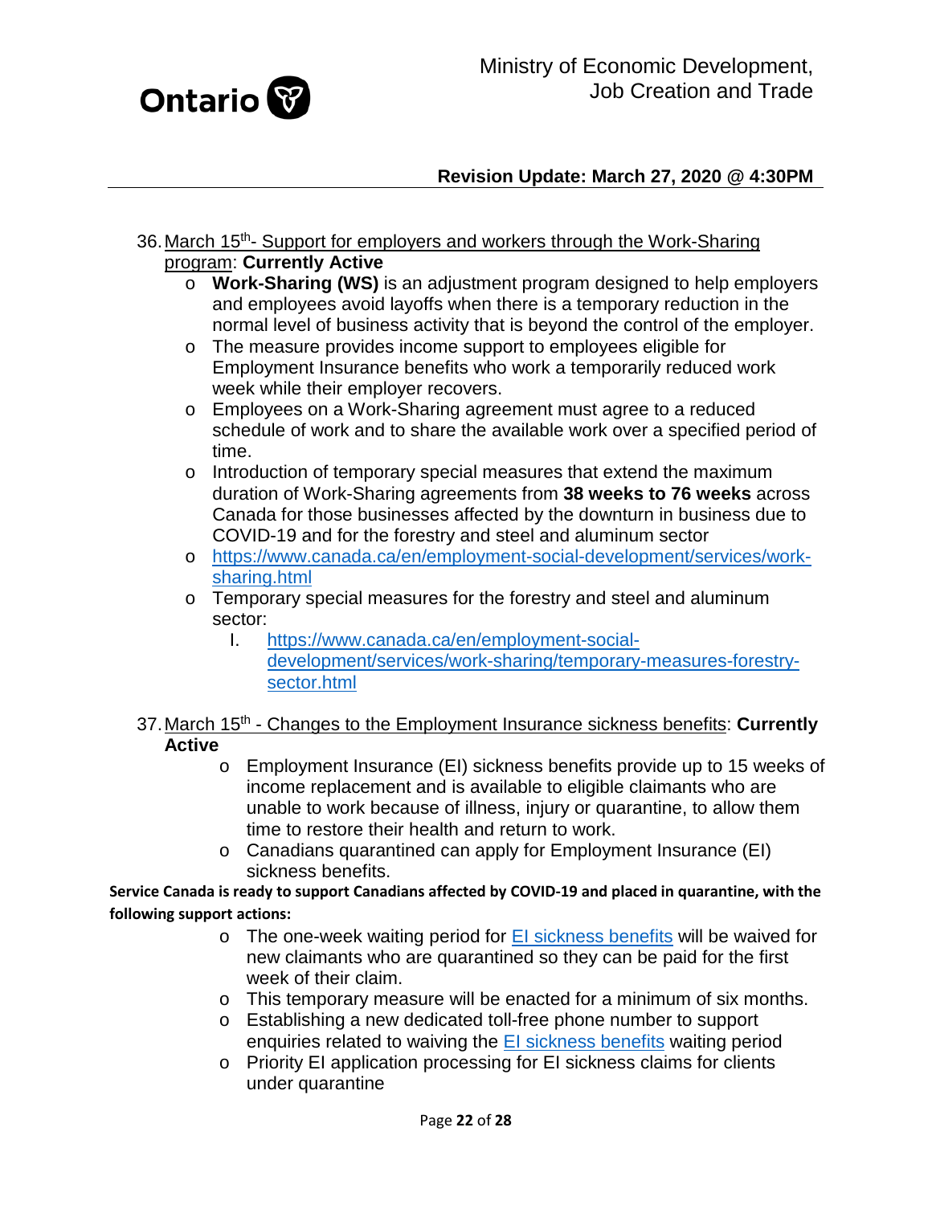36. March 15th - Support for employers and workers through the Work-Sharing program: **Currently Active**
    - **Work-Sharing (WS)** is an adjustment program designed to help employers and employees avoid layoffs when there is a temporary reduction in the normal level of business activity that is beyond the control of the employer.
    - The measure provides income support to employees eligible for Employment Insurance benefits who work a temporarily reduced work week while their employer recovers.
    - Employees on a Work-Sharing agreement must agree to a reduced schedule of work and to share the available work over a specified period of time.
    - Introduction of temporary special measures that extend the maximum duration of Work-Sharing agreements from **38 weeks to 76 weeks** across Canada for those businesses affected by the downturn in business due to COVID-19 and for the forestry and steel and aluminum sector
    - https://www.canada.ca/en/employment-social-development/services/work-sharing.html
    - Temporary special measures for the forestry and steel and aluminum sector:
        I. https://www.canada.ca/en/employment-social-development/services/work-sharing/temporary-measures-forestry-sector.html

37. March 15th - Changes to the Employment Insurance sickness benefits: **Currently Active**
    - Employment Insurance (EI) sickness benefits provide up to 15 weeks of income replacement and is available to eligible claimants who are unable to work because of illness, injury or quarantine, to allow them time to restore their health and return to work.
    - Canadians quarantined can apply for Employment Insurance (EI) sickness benefits.

**Service Canada is ready to support Canadians affected by COVID-19 and placed in quarantine, with the following support actions:**

- The one-week waiting period for EI sickness benefits will be waived for new claimants who are quarantined so they can be paid for the first week of their claim.
- This temporary measure will be enacted for a minimum of six months.
- Establishing a new dedicated toll-free phone number to support enquiries related to waiving the EI sickness benefits waiting period
- Priority EI application processing for EI sickness claims for clients under quarantine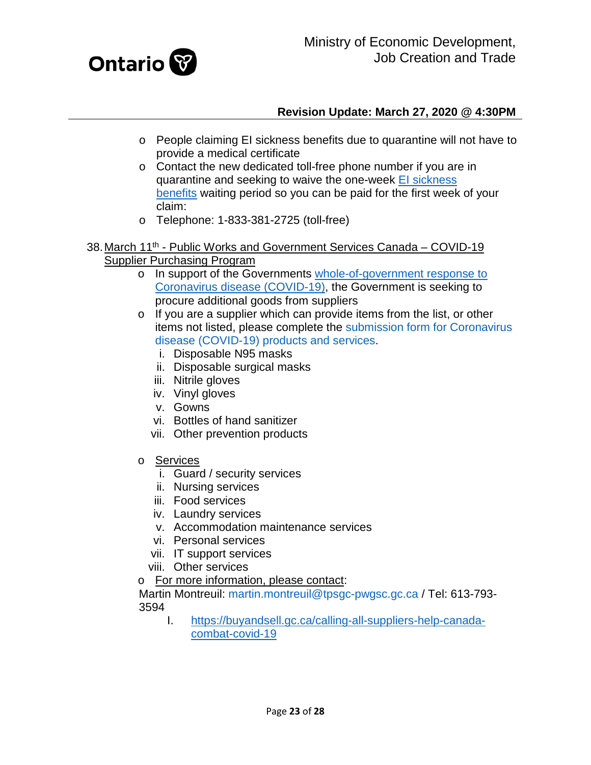- People claiming EI sickness benefits due to quarantine will not have to provide a medical certificate
- Contact the new dedicated toll-free phone number if you are in quarantine and seeking to waive the one-week EI sickness benefits waiting period so you can be paid for the first week of your claim:
- Telephone: 1-833-381-2725 (toll-free)

38. March 11th - Public Works and Government Services Canada – COVID-19 Supplier Purchasing Program
    - In support of the Governments whole-of-government response to Coronavirus disease (COVID-19), the Government is seeking to procure additional goods from suppliers
    - If you are a supplier which can provide items from the list, or other items not listed, please complete the submission form for Coronavirus disease (COVID-19) products and services.
        i. Disposable N95 masks
        ii. Disposable surgical masks
        iii. Nitrile gloves
        iv. Vinyl gloves
        v. Gowns
        vi. Bottles of hand sanitizer
        vii. Other prevention products
    - Services
        i. Guard / security services
        ii. Nursing services
        iii. Food services
        iv. Laundry services
        v. Accommodation maintenance services
        vi. Personal services
        vii. IT support services
        viii. Other services
    - For more information, please contact:
      Martin Montreuil: martin.montreuil@tpsgc-pwgsc.gc.ca / Tel: 613-793-3594
        I. https://buyandsell.gc.ca/calling-all-suppliers-help-canada-combat-covid-19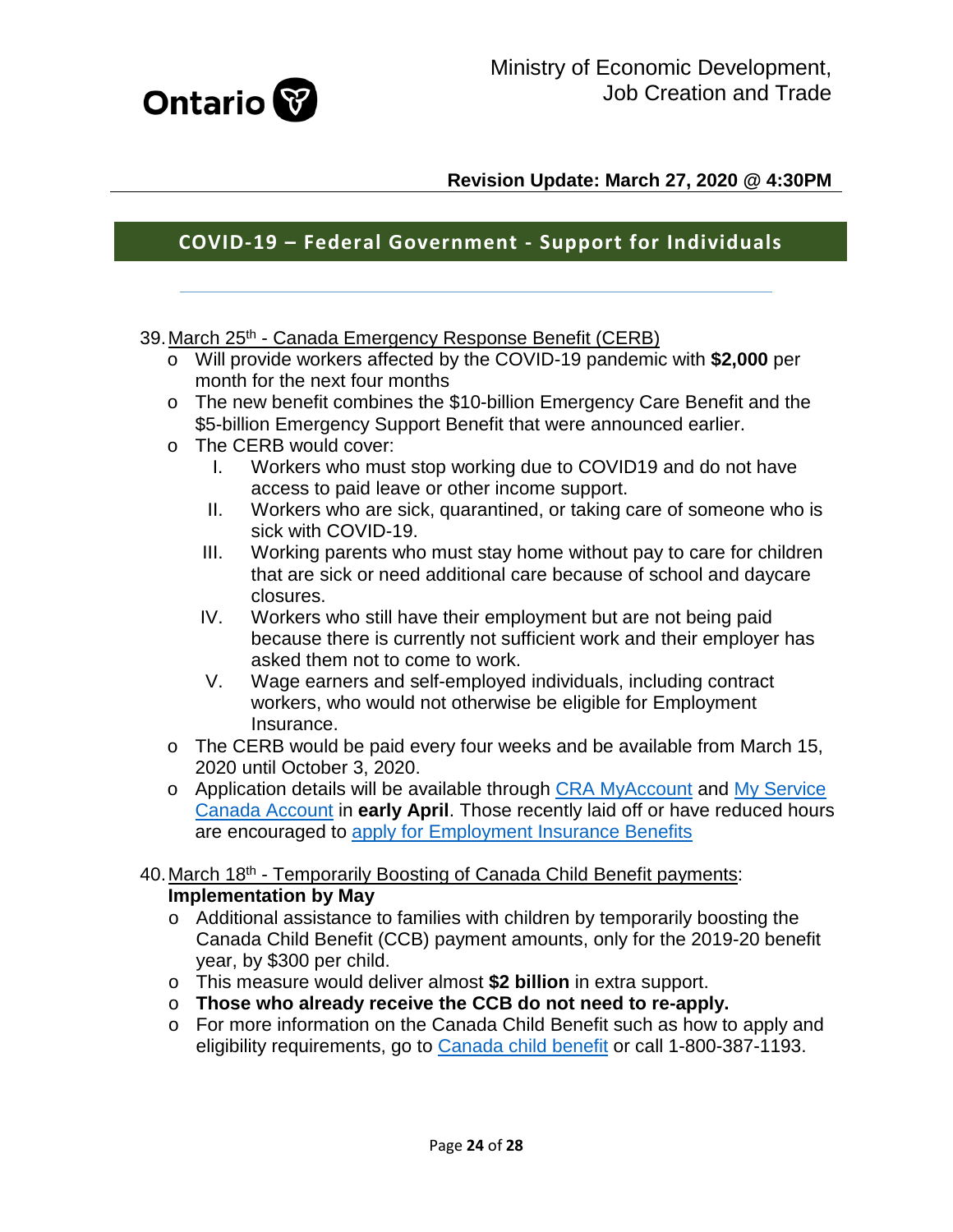**Revision Update: March 27, 2020 @ 4:30PM**

## COVID-19 – Federal Government - Support for Individuals

---

39. March 25th - Canada Emergency Response Benefit (CERB)
    - Will provide workers affected by the COVID-19 pandemic with **$2,000** per month for the next four months
    - The new benefit combines the $10-billion Emergency Care Benefit and the $5-billion Emergency Support Benefit that were announced earlier.
    - The CERB would cover:
        I. Workers who must stop working due to COVID19 and do not have access to paid leave or other income support.
        II. Workers who are sick, quarantined, or taking care of someone who is sick with COVID-19.
        III. Working parents who must stay home without pay to care for children that are sick or need additional care because of school and daycare closures.
        IV. Workers who still have their employment but are not being paid because there is currently not sufficient work and their employer has asked them not to come to work.
        V. Wage earners and self-employed individuals, including contract workers, who would not otherwise be eligible for Employment Insurance.
    - The CERB would be paid every four weeks and be available from March 15, 2020 until October 3, 2020.
    - Application details will be available through CRA MyAccount and My Service Canada Account in **early April**. Those recently laid off or have reduced hours are encouraged to apply for Employment Insurance Benefits

40. March 18th - Temporarily Boosting of Canada Child Benefit payments: **Implementation by May**
    - Additional assistance to families with children by temporarily boosting the Canada Child Benefit (CCB) payment amounts, only for the 2019-20 benefit year, by $300 per child.
    - This measure would deliver almost **$2 billion** in extra support.
    - **Those who already receive the CCB do not need to re-apply.**
    - For more information on the Canada Child Benefit such as how to apply and eligibility requirements, go to Canada child benefit or call 1-800-387-1193.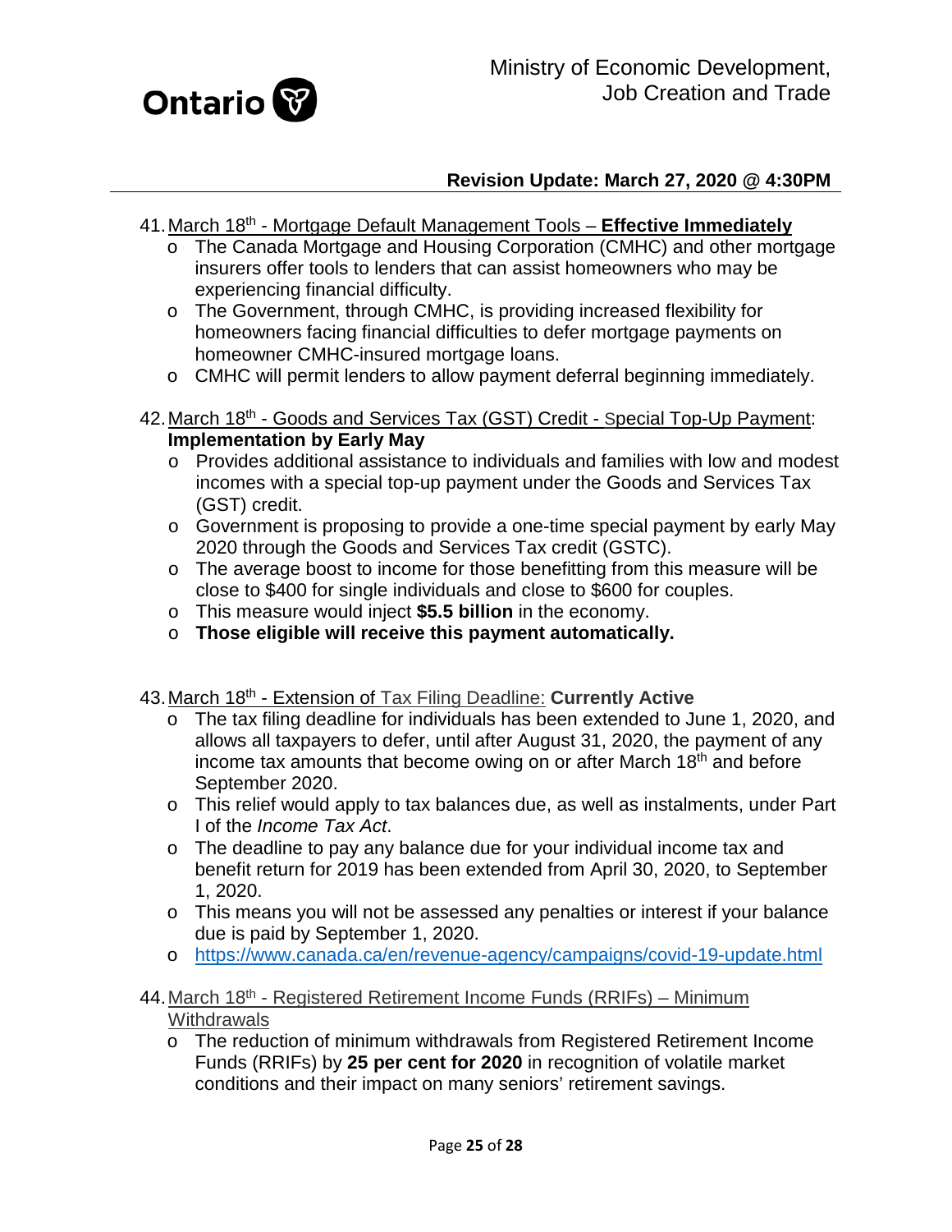Ministry of Economic Development, Job Creation and Trade

**Revision Update: March 27, 2020 @ 4:30PM**

41. March 18th - Mortgage Default Management Tools – **Effective Immediately**
    - The Canada Mortgage and Housing Corporation (CMHC) and other mortgage insurers offer tools to lenders that can assist homeowners who may be experiencing financial difficulty.
    - The Government, through CMHC, is providing increased flexibility for homeowners facing financial difficulties to defer mortgage payments on homeowner CMHC-insured mortgage loans.
    - CMHC will permit lenders to allow payment deferral beginning immediately.

42. March 18th - Goods and Services Tax (GST) Credit - Special Top-Up Payment: **Implementation by Early May**
    - Provides additional assistance to individuals and families with low and modest incomes with a special top-up payment under the Goods and Services Tax (GST) credit.
    - Government is proposing to provide a one-time special payment by early May 2020 through the Goods and Services Tax credit (GSTC).
    - The average boost to income for those benefitting from this measure will be close to $400 for single individuals and close to $600 for couples.
    - This measure would inject **$5.5 billion** in the economy.
    - **Those eligible will receive this payment automatically.**

43. March 18th - Extension of Tax Filing Deadline: **Currently Active**
    - The tax filing deadline for individuals has been extended to June 1, 2020, and allows all taxpayers to defer, until after August 31, 2020, the payment of any income tax amounts that become owing on or after March 18th and before September 2020.
    - This relief would apply to tax balances due, as well as instalments, under Part I of the *Income Tax Act*.
    - The deadline to pay any balance due for your individual income tax and benefit return for 2019 has been extended from April 30, 2020, to September 1, 2020.
    - This means you will not be assessed any penalties or interest if your balance due is paid by September 1, 2020.
    - https://www.canada.ca/en/revenue-agency/campaigns/covid-19-update.html

44. March 18th - Registered Retirement Income Funds (RRIFs) – Minimum Withdrawals
    - The reduction of minimum withdrawals from Registered Retirement Income Funds (RRIFs) by **25 per cent for 2020** in recognition of volatile market conditions and their impact on many seniors' retirement savings.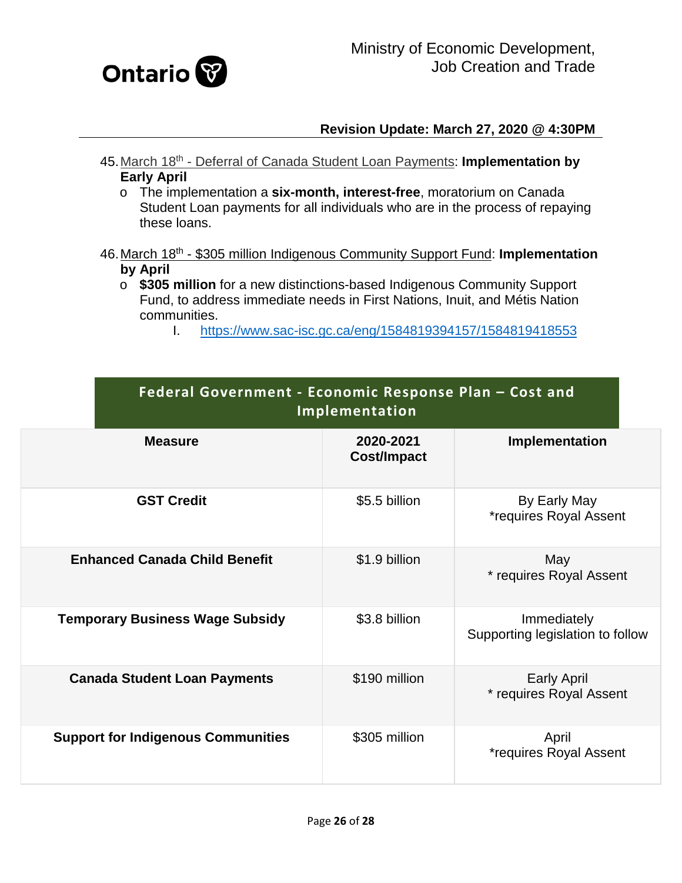45. March 18th - Deferral of Canada Student Loan Payments: **Implementation by Early April**
    - The implementation a **six-month, interest-free**, moratorium on Canada Student Loan payments for all individuals who are in the process of repaying these loans.

46. March 18th - $305 million Indigenous Community Support Fund: **Implementation by April**
    - **$305 million** for a new distinctions-based Indigenous Community Support Fund, to address immediate needs in First Nations, Inuit, and Métis Nation communities.
        I. https://www.sac-isc.gc.ca/eng/1584819394157/1584819418553

## Federal Government - Economic Response Plan – Cost and Implementation

| Measure | 2020-2021 Cost/Impact | Implementation |
|---|---|---|
| **GST Credit** | $5.5 billion | By Early May *requires Royal Assent |
| **Enhanced Canada Child Benefit** | $1.9 billion | May * requires Royal Assent |
| **Temporary Business Wage Subsidy** | $3.8 billion | Immediately Supporting legislation to follow |
| **Canada Student Loan Payments** | $190 million | Early April * requires Royal Assent |
| **Support for Indigenous Communities** | $305 million | April *requires Royal Assent |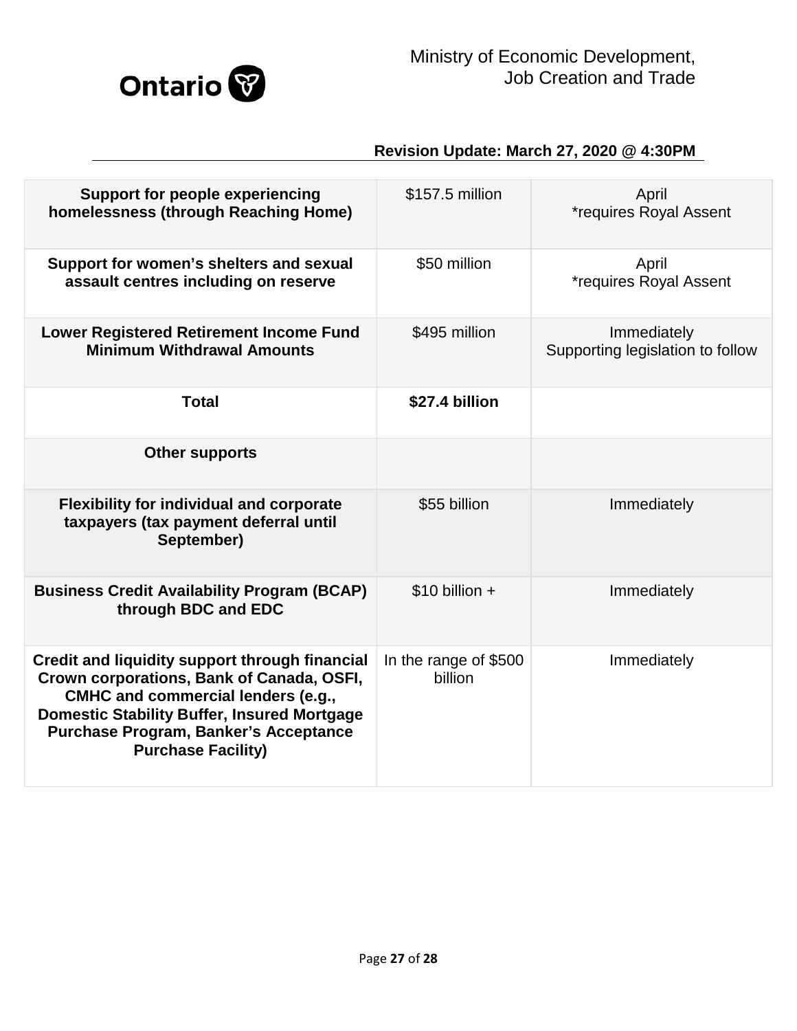Ministry of Economic Development, Job Creation and Trade

**Revision Update: March 27, 2020 @ 4:30PM**

| | | |
|---|---|---|
| **Support for people experiencing homelessness (through Reaching Home)** | $157.5 million | April *requires Royal Assent |
| **Support for women's shelters and sexual assault centres including on reserve** | $50 million | April *requires Royal Assent |
| **Lower Registered Retirement Income Fund Minimum Withdrawal Amounts** | $495 million | Immediately Supporting legislation to follow |
| **Total** | **$27.4 billion** | |
| **Other supports** | | |
| **Flexibility for individual and corporate taxpayers (tax payment deferral until September)** | $55 billion | Immediately |
| **Business Credit Availability Program (BCAP) through BDC and EDC** | $10 billion + | Immediately |
| **Credit and liquidity support through financial Crown corporations, Bank of Canada, OSFI, CMHC and commercial lenders (e.g., Domestic Stability Buffer, Insured Mortgage Purchase Program, Banker's Acceptance Purchase Facility)** | In the range of $500 billion | Immediately |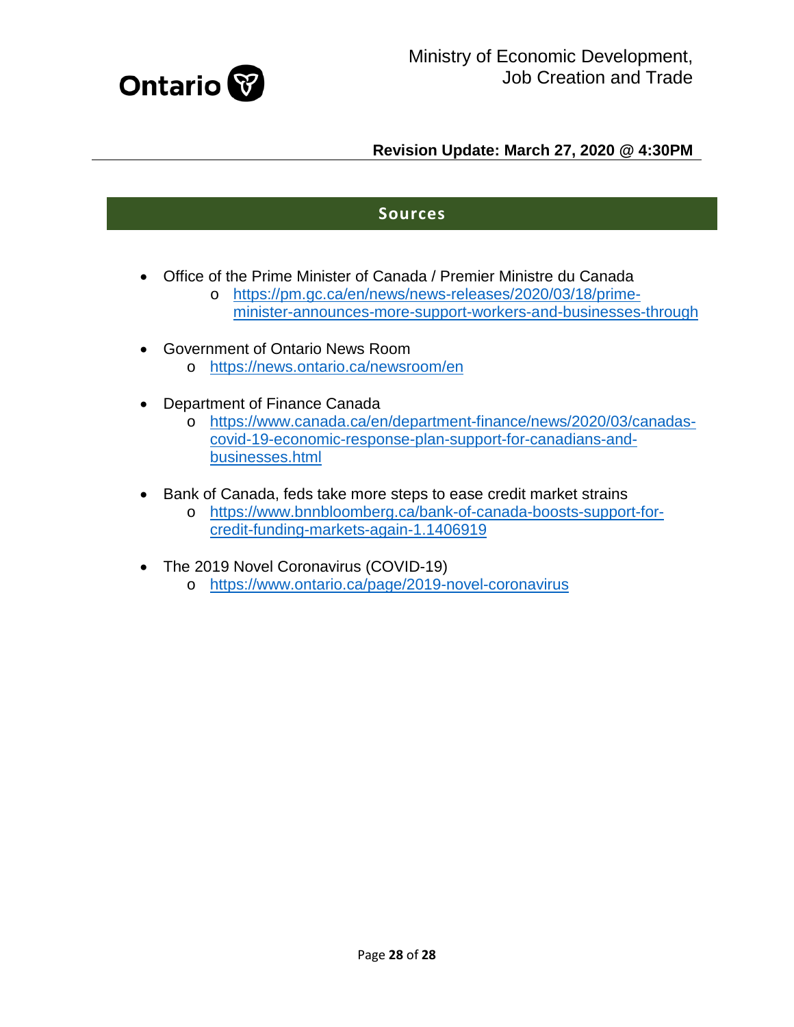## Sources

- Office of the Prime Minister of Canada / Premier Ministre du Canada
  - https://pm.gc.ca/en/news/news-releases/2020/03/18/prime-minister-announces-more-support-workers-and-businesses-through
- Government of Ontario News Room
  - https://news.ontario.ca/newsroom/en
- Department of Finance Canada
  - https://www.canada.ca/en/department-finance/news/2020/03/canadas-covid-19-economic-response-plan-support-for-canadians-and-businesses.html
- Bank of Canada, feds take more steps to ease credit market strains
  - https://www.bnnbloomberg.ca/bank-of-canada-boosts-support-for-credit-funding-markets-again-1.1406919
- The 2019 Novel Coronavirus (COVID-19)
  - https://www.ontario.ca/page/2019-novel-coronavirus